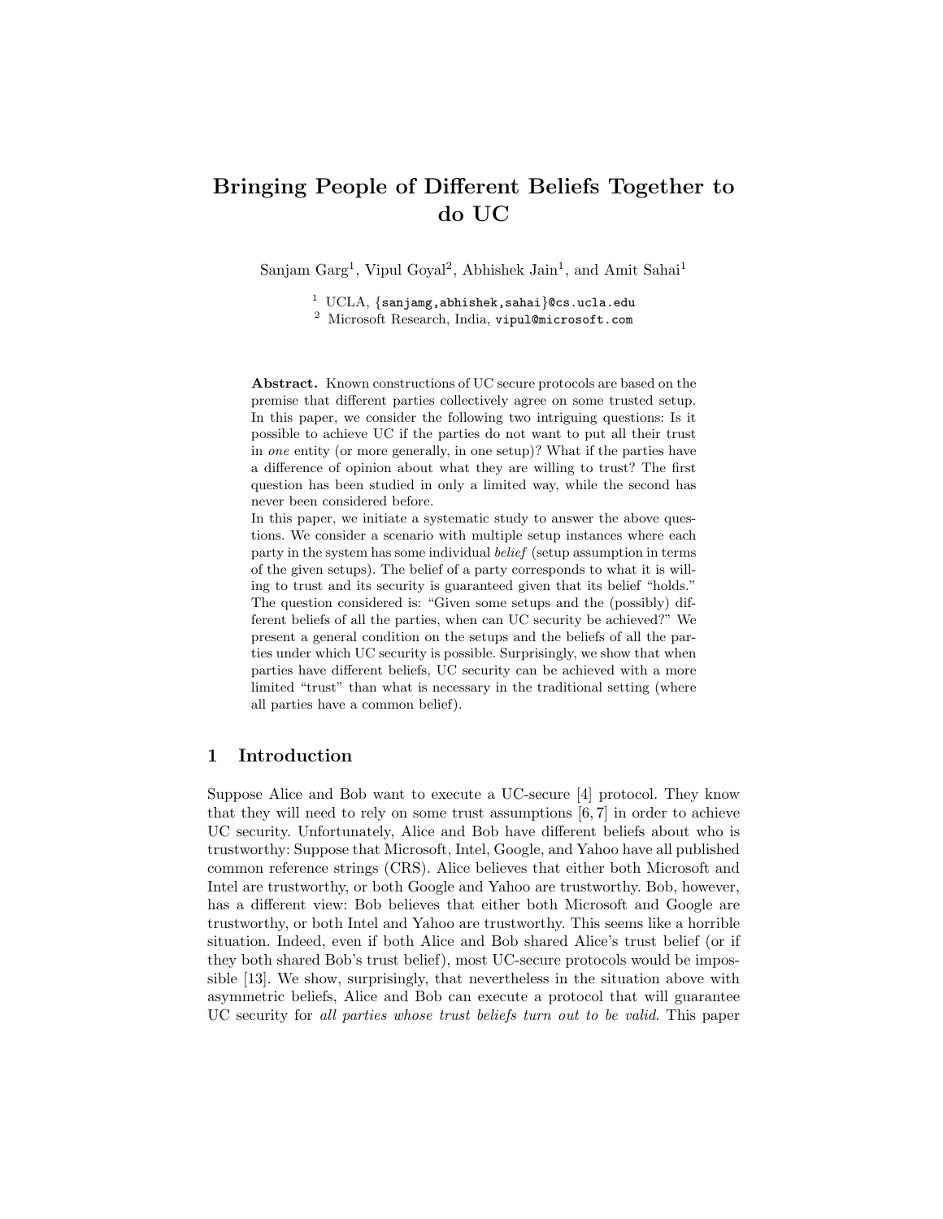# Bringing People of Different Beliefs Together to do UC

Sanjam Garg[1], Vipul Goyal[2], Abhishek Jain[1], and Amit Sahai[1]

[1] UCLA, {sanjamg,abhishek,sahai}@cs.ucla.edu
[2] Microsoft Research, India, vipul@microsoft.com

**Abstract.** Known constructions of UC secure protocols are based on the premise that different parties collectively agree on some trusted setup. In this paper, we consider the following two intriguing questions: Is it possible to achieve UC if the parties do not want to put all their trust in *one* entity (or more generally, in one setup)? What if the parties have a difference of opinion about what they are willing to trust? The first question has been studied in only a limited way, while the second has never been considered before.

In this paper, we initiate a systematic study to answer the above questions. We consider a scenario with multiple setup instances where each party in the system has some individual *belief* (setup assumption in terms of the given setups). The belief of a party corresponds to what it is willing to trust and its security is guaranteed given that its belief "holds." The question considered is: "Given some setups and the (possibly) different beliefs of all the parties, when can UC security be achieved?" We present a general condition on the setups and the beliefs of all the parties under which UC security is possible. Surprisingly, we show that when parties have different beliefs, UC security can be achieved with a more limited "trust" than what is necessary in the traditional setting (where all parties have a common belief).

## 1 Introduction

Suppose Alice and Bob want to execute a UC-secure [4] protocol. They know that they will need to rely on some trust assumptions [6, 7] in order to achieve UC security. Unfortunately, Alice and Bob have different beliefs about who is trustworthy: Suppose that Microsoft, Intel, Google, and Yahoo have all published common reference strings (CRS). Alice believes that either both Microsoft and Intel are trustworthy, or both Google and Yahoo are trustworthy. Bob, however, has a different view: Bob believes that either both Microsoft and Google are trustworthy, or both Intel and Yahoo are trustworthy. This seems like a horrible situation. Indeed, even if both Alice and Bob shared Alice's trust belief (or if they both shared Bob's trust belief), most UC-secure protocols would be impossible [13]. We show, surprisingly, that nevertheless in the situation above with asymmetric beliefs, Alice and Bob can execute a protocol that will guarantee UC security for *all parties whose trust beliefs turn out to be valid*. This paper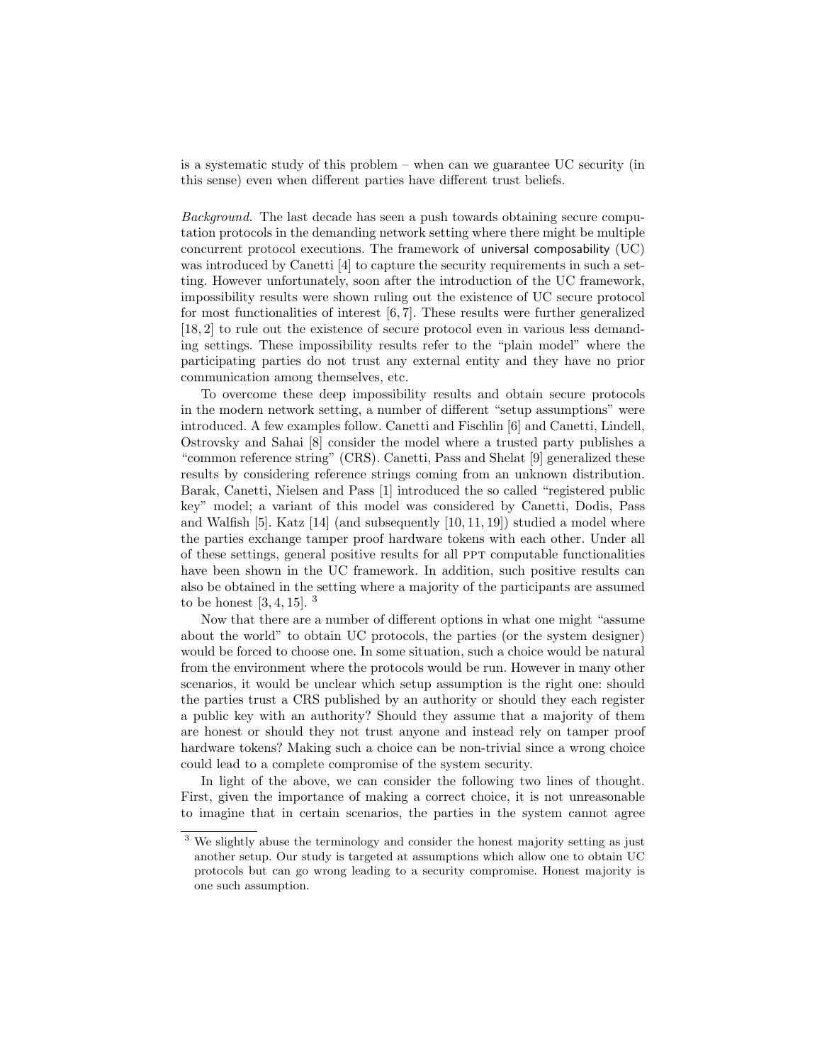is a systematic study of this problem – when can we guarantee UC security (in this sense) even when different parties have different trust beliefs.

*Background.* The last decade has seen a push towards obtaining secure computation protocols in the demanding network setting where there might be multiple concurrent protocol executions. The framework of universal composability (UC) was introduced by Canetti [4] to capture the security requirements in such a setting. However unfortunately, soon after the introduction of the UC framework, impossibility results were shown ruling out the existence of UC secure protocol for most functionalities of interest [6, 7]. These results were further generalized [18, 2] to rule out the existence of secure protocol even in various less demanding settings. These impossibility results refer to the "plain model" where the participating parties do not trust any external entity and they have no prior communication among themselves, etc.

To overcome these deep impossibility results and obtain secure protocols in the modern network setting, a number of different "setup assumptions" were introduced. A few examples follow. Canetti and Fischlin [6] and Canetti, Lindell, Ostrovsky and Sahai [8] consider the model where a trusted party publishes a "common reference string" (CRS). Canetti, Pass and Shelat [9] generalized these results by considering reference strings coming from an unknown distribution. Barak, Canetti, Nielsen and Pass [1] introduced the so called "registered public key" model; a variant of this model was considered by Canetti, Dodis, Pass and Walfish [5]. Katz [14] (and subsequently [10, 11, 19]) studied a model where the parties exchange tamper proof hardware tokens with each other. Under all of these settings, general positive results for all PPT computable functionalities have been shown in the UC framework. In addition, such positive results can also be obtained in the setting where a majority of the participants are assumed to be honest [3, 4, 15]. [3]

Now that there are a number of different options in what one might "assume about the world" to obtain UC protocols, the parties (or the system designer) would be forced to choose one. In some situation, such a choice would be natural from the environment where the protocols would be run. However in many other scenarios, it would be unclear which setup assumption is the right one: should the parties trust a CRS published by an authority or should they each register a public key with an authority? Should they assume that a majority of them are honest or should they not trust anyone and instead rely on tamper proof hardware tokens? Making such a choice can be non-trivial since a wrong choice could lead to a complete compromise of the system security.

In light of the above, we can consider the following two lines of thought. First, given the importance of making a correct choice, it is not unreasonable to imagine that in certain scenarios, the parties in the system cannot agree

[3] We slightly abuse the terminology and consider the honest majority setting as just another setup. Our study is targeted at assumptions which allow one to obtain UC protocols but can go wrong leading to a security compromise. Honest majority is one such assumption.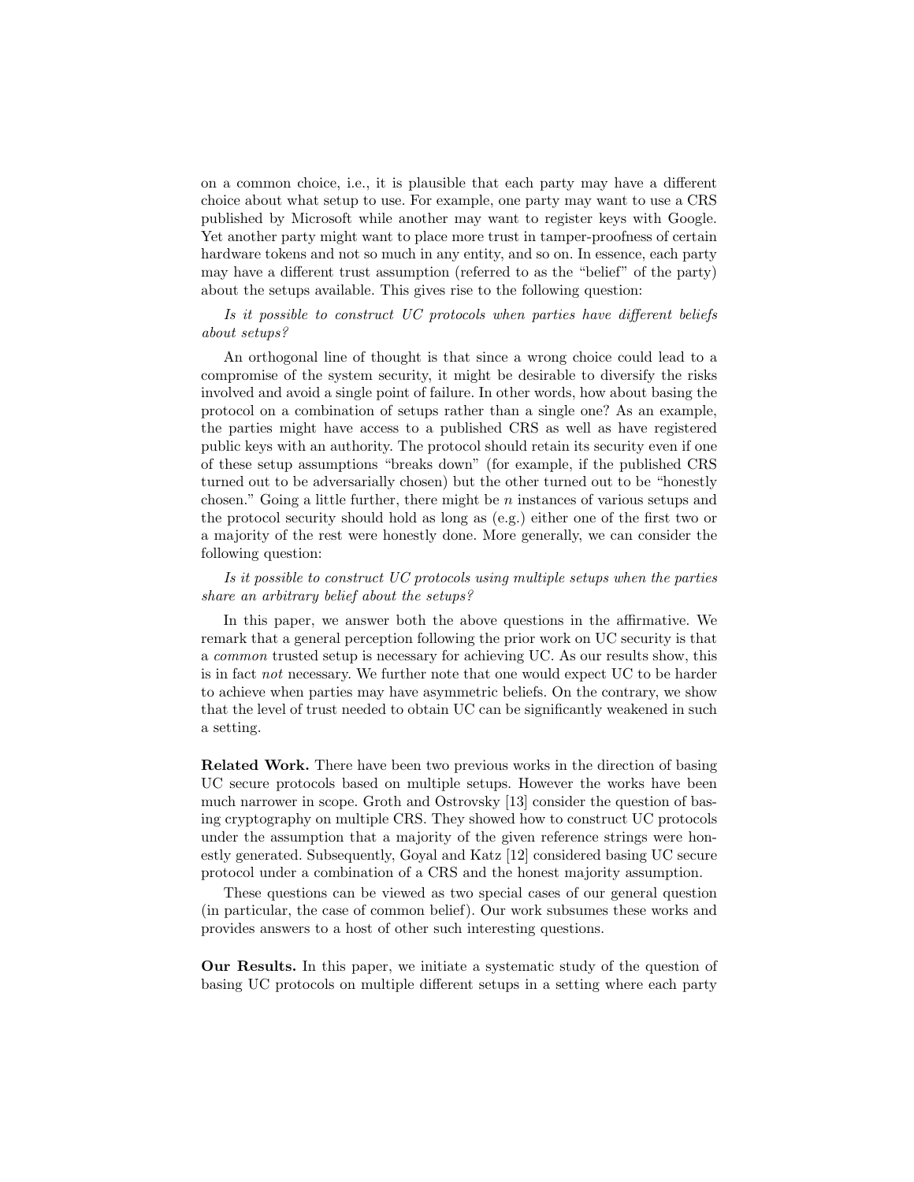on a common choice, i.e., it is plausible that each party may have a different choice about what setup to use. For example, one party may want to use a CRS published by Microsoft while another may want to register keys with Google. Yet another party might want to place more trust in tamper-proofness of certain hardware tokens and not so much in any entity, and so on. In essence, each party may have a different trust assumption (referred to as the "belief" of the party) about the setups available. This gives rise to the following question:

*Is it possible to construct UC protocols when parties have different beliefs about setups?*

An orthogonal line of thought is that since a wrong choice could lead to a compromise of the system security, it might be desirable to diversify the risks involved and avoid a single point of failure. In other words, how about basing the protocol on a combination of setups rather than a single one? As an example, the parties might have access to a published CRS as well as have registered public keys with an authority. The protocol should retain its security even if one of these setup assumptions "breaks down" (for example, if the published CRS turned out to be adversarially chosen) but the other turned out to be "honestly chosen." Going a little further, there might be $n$ instances of various setups and the protocol security should hold as long as (e.g.) either one of the first two or a majority of the rest were honestly done. More generally, we can consider the following question:

*Is it possible to construct UC protocols using multiple setups when the parties share an arbitrary belief about the setups?*

In this paper, we answer both the above questions in the affirmative. We remark that a general perception following the prior work on UC security is that a *common* trusted setup is necessary for achieving UC. As our results show, this is in fact *not* necessary. We further note that one would expect UC to be harder to achieve when parties may have asymmetric beliefs. On the contrary, we show that the level of trust needed to obtain UC can be significantly weakened in such a setting.

**Related Work.** There have been two previous works in the direction of basing UC secure protocols based on multiple setups. However the works have been much narrower in scope. Groth and Ostrovsky [13] consider the question of basing cryptography on multiple CRS. They showed how to construct UC protocols under the assumption that a majority of the given reference strings were honestly generated. Subsequently, Goyal and Katz [12] considered basing UC secure protocol under a combination of a CRS and the honest majority assumption.

These questions can be viewed as two special cases of our general question (in particular, the case of common belief). Our work subsumes these works and provides answers to a host of other such interesting questions.

**Our Results.** In this paper, we initiate a systematic study of the question of basing UC protocols on multiple different setups in a setting where each party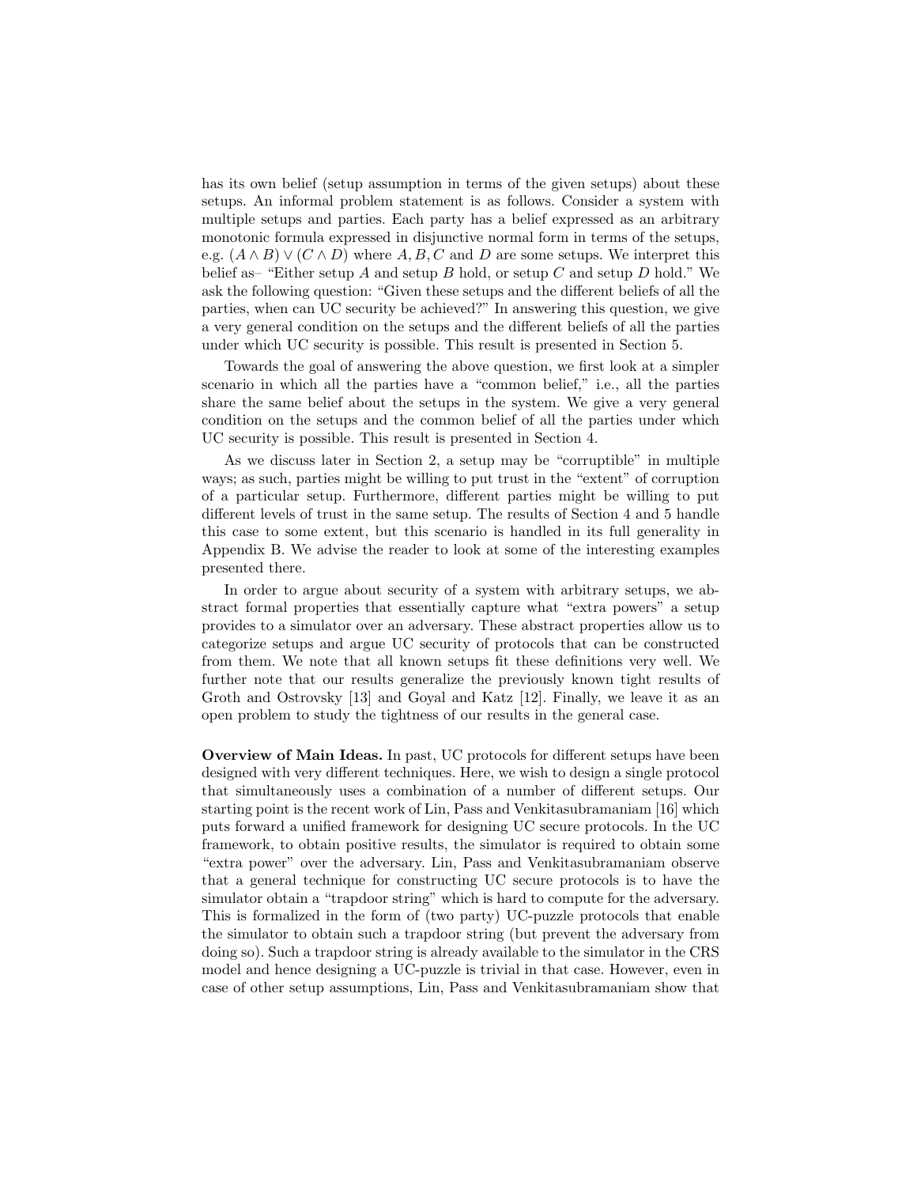has its own belief (setup assumption in terms of the given setups) about these setups. An informal problem statement is as follows. Consider a system with multiple setups and parties. Each party has a belief expressed as an arbitrary monotonic formula expressed in disjunctive normal form in terms of the setups, e.g. $(A \wedge B) \vee (C \wedge D)$ where $A, B, C$ and $D$ are some setups. We interpret this belief as– "Either setup $A$ and setup $B$ hold, or setup $C$ and setup $D$ hold." We ask the following question: "Given these setups and the different beliefs of all the parties, when can UC security be achieved?" In answering this question, we give a very general condition on the setups and the different beliefs of all the parties under which UC security is possible. This result is presented in Section 5.

Towards the goal of answering the above question, we first look at a simpler scenario in which all the parties have a "common belief," i.e., all the parties share the same belief about the setups in the system. We give a very general condition on the setups and the common belief of all the parties under which UC security is possible. This result is presented in Section 4.

As we discuss later in Section 2, a setup may be "corruptible" in multiple ways; as such, parties might be willing to put trust in the "extent" of corruption of a particular setup. Furthermore, different parties might be willing to put different levels of trust in the same setup. The results of Section 4 and 5 handle this case to some extent, but this scenario is handled in its full generality in Appendix B. We advise the reader to look at some of the interesting examples presented there.

In order to argue about security of a system with arbitrary setups, we abstract formal properties that essentially capture what "extra powers" a setup provides to a simulator over an adversary. These abstract properties allow us to categorize setups and argue UC security of protocols that can be constructed from them. We note that all known setups fit these definitions very well. We further note that our results generalize the previously known tight results of Groth and Ostrovsky [13] and Goyal and Katz [12]. Finally, we leave it as an open problem to study the tightness of our results in the general case.

**Overview of Main Ideas.** In past, UC protocols for different setups have been designed with very different techniques. Here, we wish to design a single protocol that simultaneously uses a combination of a number of different setups. Our starting point is the recent work of Lin, Pass and Venkitasubramaniam [16] which puts forward a unified framework for designing UC secure protocols. In the UC framework, to obtain positive results, the simulator is required to obtain some "extra power" over the adversary. Lin, Pass and Venkitasubramaniam observe that a general technique for constructing UC secure protocols is to have the simulator obtain a "trapdoor string" which is hard to compute for the adversary. This is formalized in the form of (two party) UC-puzzle protocols that enable the simulator to obtain such a trapdoor string (but prevent the adversary from doing so). Such a trapdoor string is already available to the simulator in the CRS model and hence designing a UC-puzzle is trivial in that case. However, even in case of other setup assumptions, Lin, Pass and Venkitasubramaniam show that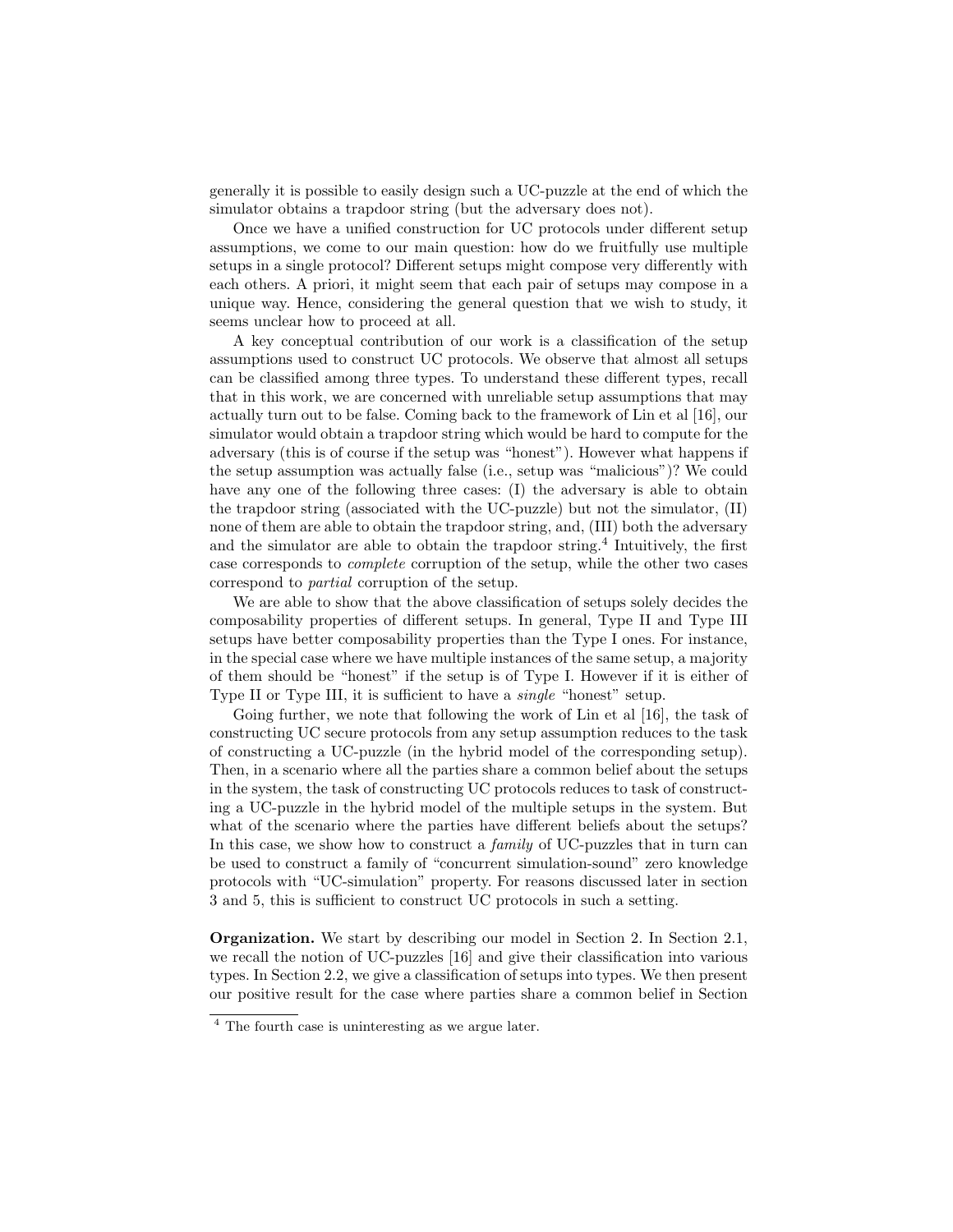generally it is possible to easily design such a UC-puzzle at the end of which the simulator obtains a trapdoor string (but the adversary does not).

Once we have a unified construction for UC protocols under different setup assumptions, we come to our main question: how do we fruitfully use multiple setups in a single protocol? Different setups might compose very differently with each others. A priori, it might seem that each pair of setups may compose in a unique way. Hence, considering the general question that we wish to study, it seems unclear how to proceed at all.

A key conceptual contribution of our work is a classification of the setup assumptions used to construct UC protocols. We observe that almost all setups can be classified among three types. To understand these different types, recall that in this work, we are concerned with unreliable setup assumptions that may actually turn out to be false. Coming back to the framework of Lin et al [16], our simulator would obtain a trapdoor string which would be hard to compute for the adversary (this is of course if the setup was "honest"). However what happens if the setup assumption was actually false (i.e., setup was "malicious")? We could have any one of the following three cases: (I) the adversary is able to obtain the trapdoor string (associated with the UC-puzzle) but not the simulator, (II) none of them are able to obtain the trapdoor string, and, (III) both the adversary and the simulator are able to obtain the trapdoor string.[4] Intuitively, the first case corresponds to *complete* corruption of the setup, while the other two cases correspond to *partial* corruption of the setup.

We are able to show that the above classification of setups solely decides the composability properties of different setups. In general, Type II and Type III setups have better composability properties than the Type I ones. For instance, in the special case where we have multiple instances of the same setup, a majority of them should be "honest" if the setup is of Type I. However if it is either of Type II or Type III, it is sufficient to have a *single* "honest" setup.

Going further, we note that following the work of Lin et al [16], the task of constructing UC secure protocols from any setup assumption reduces to the task of constructing a UC-puzzle (in the hybrid model of the corresponding setup). Then, in a scenario where all the parties share a common belief about the setups in the system, the task of constructing UC protocols reduces to task of constructing a UC-puzzle in the hybrid model of the multiple setups in the system. But what of the scenario where the parties have different beliefs about the setups? In this case, we show how to construct a *family* of UC-puzzles that in turn can be used to construct a family of "concurrent simulation-sound" zero knowledge protocols with "UC-simulation" property. For reasons discussed later in section 3 and 5, this is sufficient to construct UC protocols in such a setting.

**Organization.** We start by describing our model in Section 2. In Section 2.1, we recall the notion of UC-puzzles [16] and give their classification into various types. In Section 2.2, we give a classification of setups into types. We then present our positive result for the case where parties share a common belief in Section

[4] The fourth case is uninteresting as we argue later.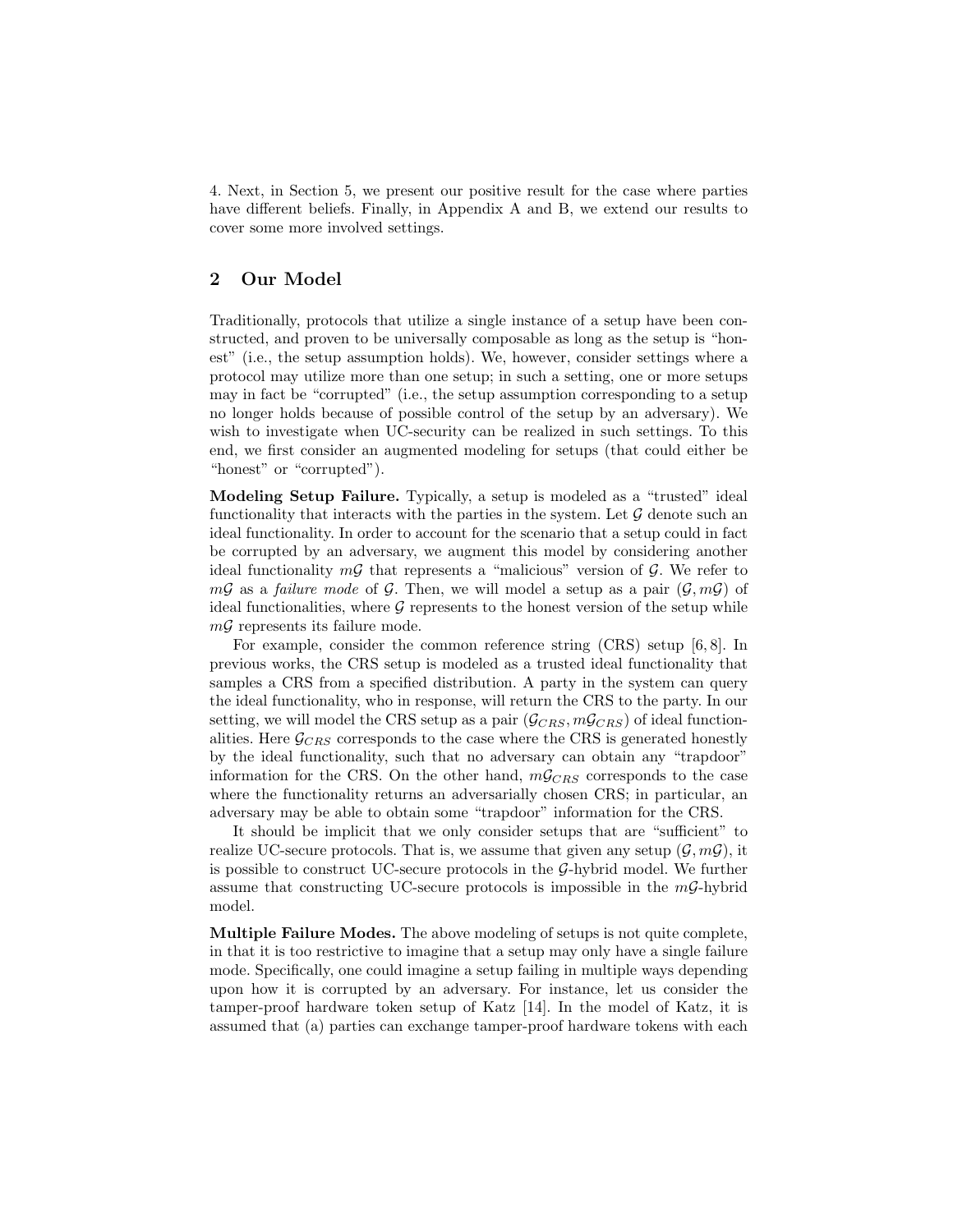4. Next, in Section 5, we present our positive result for the case where parties have different beliefs. Finally, in Appendix A and B, we extend our results to cover some more involved settings.

## 2 Our Model

Traditionally, protocols that utilize a single instance of a setup have been constructed, and proven to be universally composable as long as the setup is "honest" (i.e., the setup assumption holds). We, however, consider settings where a protocol may utilize more than one setup; in such a setting, one or more setups may in fact be "corrupted" (i.e., the setup assumption corresponding to a setup no longer holds because of possible control of the setup by an adversary). We wish to investigate when UC-security can be realized in such settings. To this end, we first consider an augmented modeling for setups (that could either be "honest" or "corrupted").

**Modeling Setup Failure.** Typically, a setup is modeled as a "trusted" ideal functionality that interacts with the parties in the system. Let $\mathcal{G}$ denote such an ideal functionality. In order to account for the scenario that a setup could in fact be corrupted by an adversary, we augment this model by considering another ideal functionality $m\mathcal{G}$ that represents a "malicious" version of $\mathcal{G}$. We refer to $m\mathcal{G}$ as a *failure mode* of $\mathcal{G}$. Then, we will model a setup as a pair $(\mathcal{G}, m\mathcal{G})$ of ideal functionalities, where $\mathcal{G}$ represents to the honest version of the setup while $m\mathcal{G}$ represents its failure mode.

For example, consider the common reference string (CRS) setup [6, 8]. In previous works, the CRS setup is modeled as a trusted ideal functionality that samples a CRS from a specified distribution. A party in the system can query the ideal functionality, who in response, will return the CRS to the party. In our setting, we will model the CRS setup as a pair $(\mathcal{G}_{CRS}, m\mathcal{G}_{CRS})$ of ideal functionalities. Here $\mathcal{G}_{CRS}$ corresponds to the case where the CRS is generated honestly by the ideal functionality, such that no adversary can obtain any "trapdoor" information for the CRS. On the other hand, $m\mathcal{G}_{CRS}$ corresponds to the case where the functionality returns an adversarially chosen CRS; in particular, an adversary may be able to obtain some "trapdoor" information for the CRS.

It should be implicit that we only consider setups that are "sufficient" to realize UC-secure protocols. That is, we assume that given any setup $(\mathcal{G}, m\mathcal{G})$, it is possible to construct UC-secure protocols in the $\mathcal{G}$-hybrid model. We further assume that constructing UC-secure protocols is impossible in the $m\mathcal{G}$-hybrid model.

**Multiple Failure Modes.** The above modeling of setups is not quite complete, in that it is too restrictive to imagine that a setup may only have a single failure mode. Specifically, one could imagine a setup failing in multiple ways depending upon how it is corrupted by an adversary. For instance, let us consider the tamper-proof hardware token setup of Katz [14]. In the model of Katz, it is assumed that (a) parties can exchange tamper-proof hardware tokens with each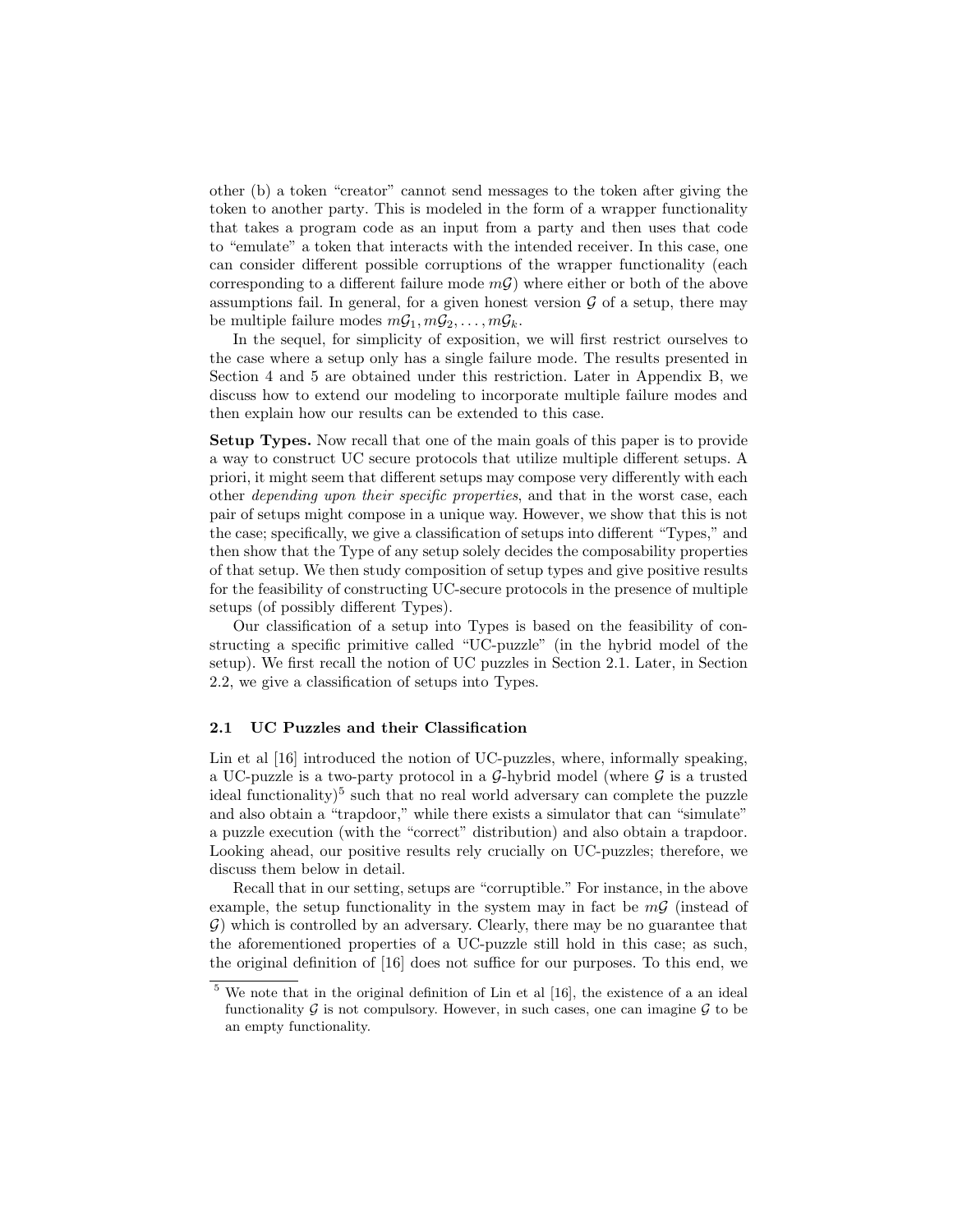other (b) a token "creator" cannot send messages to the token after giving the token to another party. This is modeled in the form of a wrapper functionality that takes a program code as an input from a party and then uses that code to "emulate" a token that interacts with the intended receiver. In this case, one can consider different possible corruptions of the wrapper functionality (each corresponding to a different failure mode $m\mathcal{G}$) where either or both of the above assumptions fail. In general, for a given honest version $\mathcal{G}$ of a setup, there may be multiple failure modes $m\mathcal{G}_1, m\mathcal{G}_2, \ldots, m\mathcal{G}_k$.

In the sequel, for simplicity of exposition, we will first restrict ourselves to the case where a setup only has a single failure mode. The results presented in Section 4 and 5 are obtained under this restriction. Later in Appendix B, we discuss how to extend our modeling to incorporate multiple failure modes and then explain how our results can be extended to this case.

**Setup Types.** Now recall that one of the main goals of this paper is to provide a way to construct UC secure protocols that utilize multiple different setups. A priori, it might seem that different setups may compose very differently with each other *depending upon their specific properties*, and that in the worst case, each pair of setups might compose in a unique way. However, we show that this is not the case; specifically, we give a classification of setups into different "Types," and then show that the Type of any setup solely decides the composability properties of that setup. We then study composition of setup types and give positive results for the feasibility of constructing UC-secure protocols in the presence of multiple setups (of possibly different Types).

Our classification of a setup into Types is based on the feasibility of constructing a specific primitive called "UC-puzzle" (in the hybrid model of the setup). We first recall the notion of UC puzzles in Section 2.1. Later, in Section 2.2, we give a classification of setups into Types.

### 2.1 UC Puzzles and their Classification

Lin et al [16] introduced the notion of UC-puzzles, where, informally speaking, a UC-puzzle is a two-party protocol in a $\mathcal{G}$-hybrid model (where $\mathcal{G}$ is a trusted ideal functionality)[5] such that no real world adversary can complete the puzzle and also obtain a "trapdoor," while there exists a simulator that can "simulate" a puzzle execution (with the "correct" distribution) and also obtain a trapdoor. Looking ahead, our positive results rely crucially on UC-puzzles; therefore, we discuss them below in detail.

Recall that in our setting, setups are "corruptible." For instance, in the above example, the setup functionality in the system may in fact be $m\mathcal{G}$ (instead of $\mathcal{G}$) which is controlled by an adversary. Clearly, there may be no guarantee that the aforementioned properties of a UC-puzzle still hold in this case; as such, the original definition of [16] does not suffice for our purposes. To this end, we

[5] We note that in the original definition of Lin et al [16], the existence of a an ideal functionality $\mathcal{G}$ is not compulsory. However, in such cases, one can imagine $\mathcal{G}$ to be an empty functionality.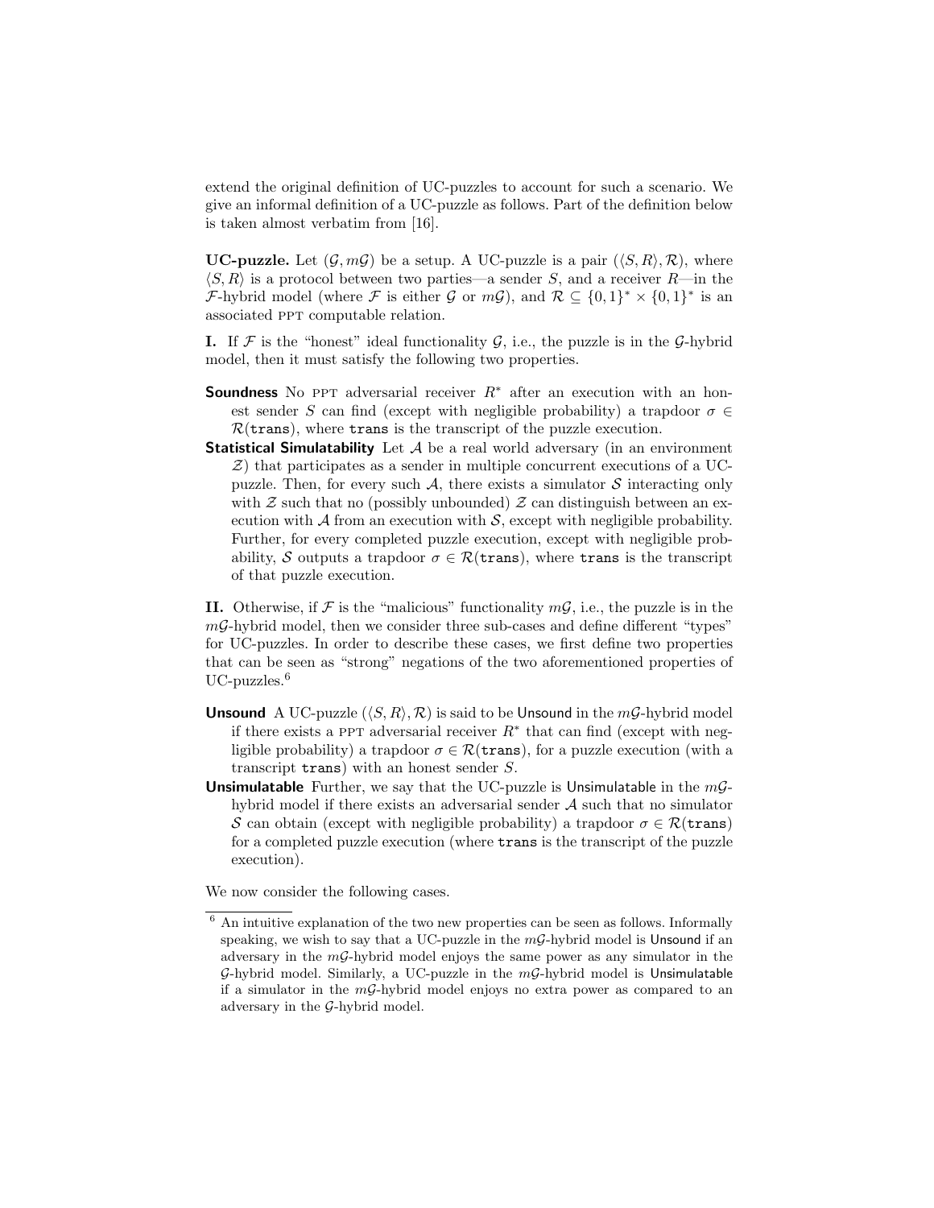extend the original definition of UC-puzzles to account for such a scenario. We give an informal definition of a UC-puzzle as follows. Part of the definition below is taken almost verbatim from [16].

**UC-puzzle.** Let $(\mathcal{G}, m\mathcal{G})$ be a setup. A UC-puzzle is a pair $(\langle S, R\rangle, \mathcal{R})$, where $\langle S, R\rangle$ is a protocol between two parties—a sender $S$, and a receiver $R$—in the $\mathcal{F}$-hybrid model (where $\mathcal{F}$ is either $\mathcal{G}$ or $m\mathcal{G}$), and $\mathcal{R} \subseteq \{0,1\}^* \times \{0,1\}^*$ is an associated PPT computable relation.

**I.** If $\mathcal{F}$ is the "honest" ideal functionality $\mathcal{G}$, i.e., the puzzle is in the $\mathcal{G}$-hybrid model, then it must satisfy the following two properties.

**Soundness** No PPT adversarial receiver $R^*$ after an execution with an honest sender $S$ can find (except with negligible probability) a trapdoor $\sigma \in \mathcal{R}(\texttt{trans})$, where $\texttt{trans}$ is the transcript of the puzzle execution.

**Statistical Simulatability** Let $\mathcal{A}$ be a real world adversary (in an environment $\mathcal{Z}$) that participates as a sender in multiple concurrent executions of a UC-puzzle. Then, for every such $\mathcal{A}$, there exists a simulator $\mathcal{S}$ interacting only with $\mathcal{Z}$ such that no (possibly unbounded) $\mathcal{Z}$ can distinguish between an execution with $\mathcal{A}$ from an execution with $\mathcal{S}$, except with negligible probability. Further, for every completed puzzle execution, except with negligible probability, $\mathcal{S}$ outputs a trapdoor $\sigma \in \mathcal{R}(\texttt{trans})$, where $\texttt{trans}$ is the transcript of that puzzle execution.

**II.** Otherwise, if $\mathcal{F}$ is the "malicious" functionality $m\mathcal{G}$, i.e., the puzzle is in the $m\mathcal{G}$-hybrid model, then we consider three sub-cases and define different "types" for UC-puzzles. In order to describe these cases, we first define two properties that can be seen as "strong" negations of the two aforementioned properties of UC-puzzles.[6]

**Unsound** A UC-puzzle $(\langle S, R\rangle, \mathcal{R})$ is said to be Unsound in the $m\mathcal{G}$-hybrid model if there exists a PPT adversarial receiver $R^*$ that can find (except with negligible probability) a trapdoor $\sigma \in \mathcal{R}(\texttt{trans})$, for a puzzle execution (with a transcript $\texttt{trans}$) with an honest sender $S$.

**Unsimulatable** Further, we say that the UC-puzzle is Unsimulatable in the $m\mathcal{G}$-hybrid model if there exists an adversarial sender $\mathcal{A}$ such that no simulator $\mathcal{S}$ can obtain (except with negligible probability) a trapdoor $\sigma \in \mathcal{R}(\texttt{trans})$ for a completed puzzle execution (where $\texttt{trans}$ is the transcript of the puzzle execution).

We now consider the following cases.

[6] An intuitive explanation of the two new properties can be seen as follows. Informally speaking, we wish to say that a UC-puzzle in the $m\mathcal{G}$-hybrid model is Unsound if an adversary in the $m\mathcal{G}$-hybrid model enjoys the same power as any simulator in the $\mathcal{G}$-hybrid model. Similarly, a UC-puzzle in the $m\mathcal{G}$-hybrid model is Unsimulatable if a simulator in the $m\mathcal{G}$-hybrid model enjoys no extra power as compared to an adversary in the $\mathcal{G}$-hybrid model.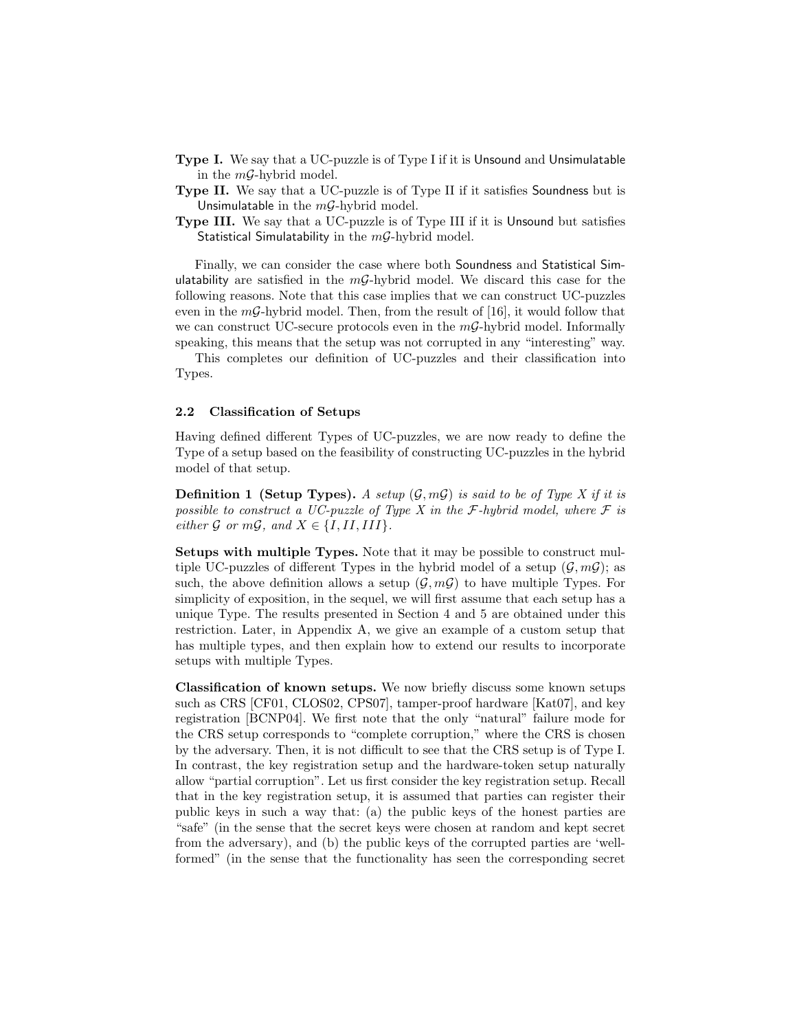**Type I.** We say that a UC-puzzle is of Type I if it is Unsound and Unsimulatable in the $m\mathcal{G}$-hybrid model.

**Type II.** We say that a UC-puzzle is of Type II if it satisfies Soundness but is Unsimulatable in the $m\mathcal{G}$-hybrid model.

**Type III.** We say that a UC-puzzle is of Type III if it is Unsound but satisfies Statistical Simulatability in the $m\mathcal{G}$-hybrid model.

Finally, we can consider the case where both Soundness and Statistical Simulatability are satisfied in the $m\mathcal{G}$-hybrid model. We discard this case for the following reasons. Note that this case implies that we can construct UC-puzzles even in the $m\mathcal{G}$-hybrid model. Then, from the result of [16], it would follow that we can construct UC-secure protocols even in the $m\mathcal{G}$-hybrid model. Informally speaking, this means that the setup was not corrupted in any "interesting" way.

This completes our definition of UC-puzzles and their classification into Types.

### 2.2 Classification of Setups

Having defined different Types of UC-puzzles, we are now ready to define the Type of a setup based on the feasibility of constructing UC-puzzles in the hybrid model of that setup.

**Definition 1 (Setup Types).** *A setup $(\mathcal{G}, m\mathcal{G})$ is said to be of Type X if it is possible to construct a UC-puzzle of Type X in the $\mathcal{F}$-hybrid model, where $\mathcal{F}$ is either $\mathcal{G}$ or $m\mathcal{G}$, and $X \in \{I, II, III\}$.*

**Setups with multiple Types.** Note that it may be possible to construct multiple UC-puzzles of different Types in the hybrid model of a setup $(\mathcal{G}, m\mathcal{G})$; as such, the above definition allows a setup $(\mathcal{G}, m\mathcal{G})$ to have multiple Types. For simplicity of exposition, in the sequel, we will first assume that each setup has a unique Type. The results presented in Section 4 and 5 are obtained under this restriction. Later, in Appendix A, we give an example of a custom setup that has multiple types, and then explain how to extend our results to incorporate setups with multiple Types.

**Classification of known setups.** We now briefly discuss some known setups such as CRS [CF01, CLOS02, CPS07], tamper-proof hardware [Kat07], and key registration [BCNP04]. We first note that the only "natural" failure mode for the CRS setup corresponds to "complete corruption," where the CRS is chosen by the adversary. Then, it is not difficult to see that the CRS setup is of Type I. In contrast, the key registration setup and the hardware-token setup naturally allow "partial corruption". Let us first consider the key registration setup. Recall that in the key registration setup, it is assumed that parties can register their public keys in such a way that: (a) the public keys of the honest parties are "safe" (in the sense that the secret keys were chosen at random and kept secret from the adversary), and (b) the public keys of the corrupted parties are 'well-formed" (in the sense that the functionality has seen the corresponding secret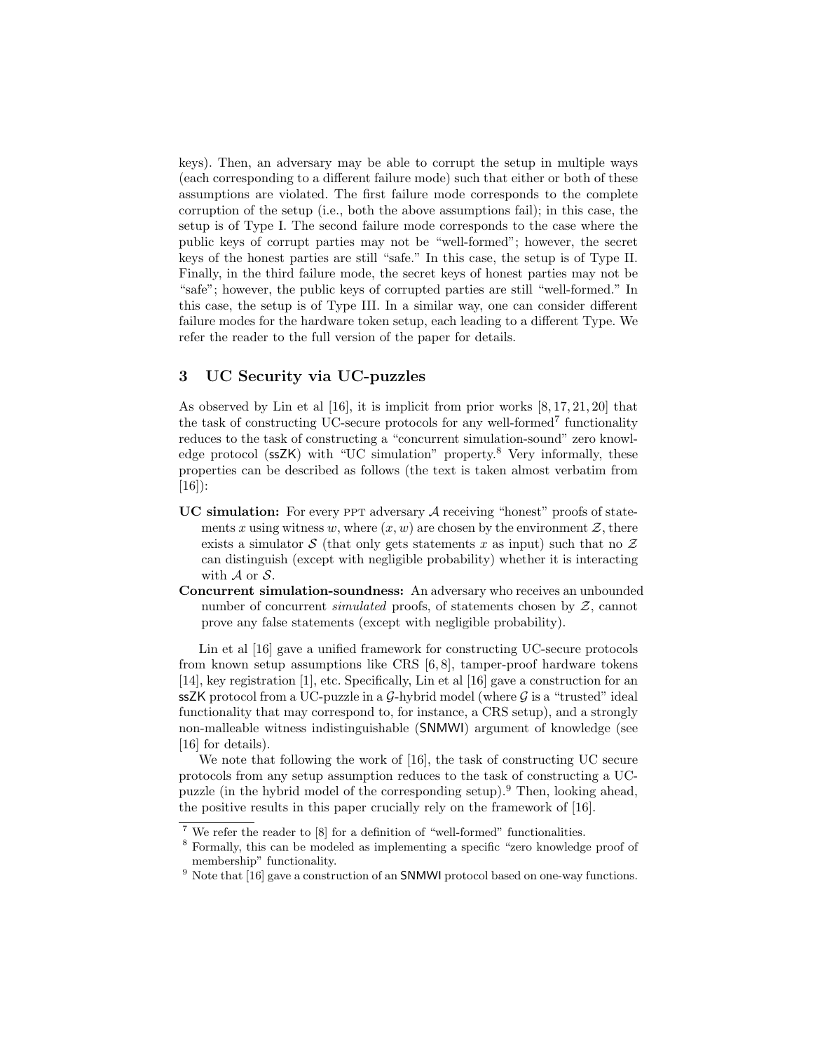keys). Then, an adversary may be able to corrupt the setup in multiple ways (each corresponding to a different failure mode) such that either or both of these assumptions are violated. The first failure mode corresponds to the complete corruption of the setup (i.e., both the above assumptions fail); in this case, the setup is of Type I. The second failure mode corresponds to the case where the public keys of corrupt parties may not be "well-formed"; however, the secret keys of the honest parties are still "safe." In this case, the setup is of Type II. Finally, in the third failure mode, the secret keys of honest parties may not be "safe"; however, the public keys of corrupted parties are still "well-formed." In this case, the setup is of Type III. In a similar way, one can consider different failure modes for the hardware token setup, each leading to a different Type. We refer the reader to the full version of the paper for details.

## 3 UC Security via UC-puzzles

As observed by Lin et al [16], it is implicit from prior works [8, 17, 21, 20] that the task of constructing UC-secure protocols for any well-formed[7] functionality reduces to the task of constructing a "concurrent simulation-sound" zero knowledge protocol (ssZK) with "UC simulation" property.[8] Very informally, these properties can be described as follows (the text is taken almost verbatim from [16]):

**UC simulation:** For every PPT adversary $\mathcal{A}$ receiving "honest" proofs of statements $x$ using witness $w$, where $(x, w)$ are chosen by the environment $\mathcal{Z}$, there exists a simulator $\mathcal{S}$ (that only gets statements $x$ as input) such that no $\mathcal{Z}$ can distinguish (except with negligible probability) whether it is interacting with $\mathcal{A}$ or $\mathcal{S}$.

**Concurrent simulation-soundness:** An adversary who receives an unbounded number of concurrent *simulated* proofs, of statements chosen by $\mathcal{Z}$, cannot prove any false statements (except with negligible probability).

Lin et al [16] gave a unified framework for constructing UC-secure protocols from known setup assumptions like CRS [6, 8], tamper-proof hardware tokens [14], key registration [1], etc. Specifically, Lin et al [16] gave a construction for an ssZK protocol from a UC-puzzle in a $\mathcal{G}$-hybrid model (where $\mathcal{G}$ is a "trusted" ideal functionality that may correspond to, for instance, a CRS setup), and a strongly non-malleable witness indistinguishable (SNMWI) argument of knowledge (see [16] for details).

We note that following the work of [16], the task of constructing UC secure protocols from any setup assumption reduces to the task of constructing a UC-puzzle (in the hybrid model of the corresponding setup).[9] Then, looking ahead, the positive results in this paper crucially rely on the framework of [16].

[7] We refer the reader to [8] for a definition of "well-formed" functionalities.

[8] Formally, this can be modeled as implementing a specific "zero knowledge proof of membership" functionality.

[9] Note that [16] gave a construction of an SNMWI protocol based on one-way functions.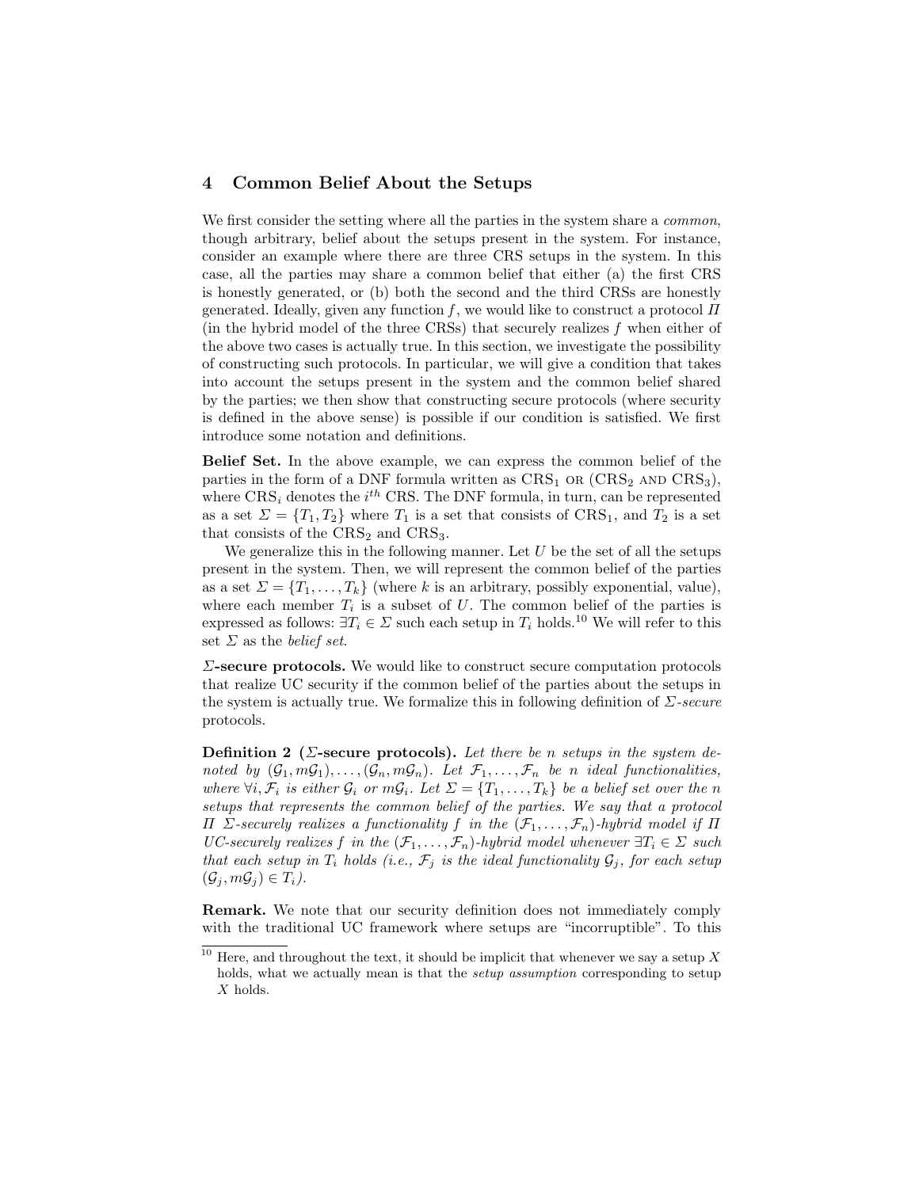## 4 Common Belief About the Setups

We first consider the setting where all the parties in the system share a *common*, though arbitrary, belief about the setups present in the system. For instance, consider an example where there are three CRS setups in the system. In this case, all the parties may share a common belief that either (a) the first CRS is honestly generated, or (b) both the second and the third CRSs are honestly generated. Ideally, given any function $f$, we would like to construct a protocol $\Pi$ (in the hybrid model of the three CRSs) that securely realizes $f$ when either of the above two cases is actually true. In this section, we investigate the possibility of constructing such protocols. In particular, we will give a condition that takes into account the setups present in the system and the common belief shared by the parties; we then show that constructing secure protocols (where security is defined in the above sense) is possible if our condition is satisfied. We first introduce some notation and definitions.

**Belief Set.** In the above example, we can express the common belief of the parties in the form of a DNF formula written as $\text{CRS}_1$ OR ($\text{CRS}_2$ AND $\text{CRS}_3$), where $\text{CRS}_i$ denotes the $i^{th}$ CRS. The DNF formula, in turn, can be represented as a set $\Sigma = \{T_1, T_2\}$ where $T_1$ is a set that consists of $\text{CRS}_1$, and $T_2$ is a set that consists of the $\text{CRS}_2$ and $\text{CRS}_3$.

We generalize this in the following manner. Let $U$ be the set of all the setups present in the system. Then, we will represent the common belief of the parties as a set $\Sigma = \{T_1, \dots, T_k\}$ (where $k$ is an arbitrary, possibly exponential, value), where each member $T_i$ is a subset of $U$. The common belief of the parties is expressed as follows: $\exists T_i \in \Sigma$ such each setup in $T_i$ holds.[10] We will refer to this set $\Sigma$ as the *belief set*.

**$\Sigma$-secure protocols.** We would like to construct secure computation protocols that realize UC security if the common belief of the parties about the setups in the system is actually true. We formalize this in following definition of *$\Sigma$-secure* protocols.

**Definition 2 ($\Sigma$-secure protocols).** *Let there be $n$ setups in the system denoted by $(\mathcal{G}_1, m\mathcal{G}_1), \dots, (\mathcal{G}_n, m\mathcal{G}_n)$. Let $\mathcal{F}_1, \dots, \mathcal{F}_n$ be $n$ ideal functionalities, where $\forall i, \mathcal{F}_i$ is either $\mathcal{G}_i$ or $m\mathcal{G}_i$. Let $\Sigma = \{T_1, \dots, T_k\}$ be a belief set over the $n$ setups that represents the common belief of the parties. We say that a protocol $\Pi$ $\Sigma$-securely realizes a functionality $f$ in the $(\mathcal{F}_1, \dots, \mathcal{F}_n)$-hybrid model if $\Pi$ UC-securely realizes $f$ in the $(\mathcal{F}_1, \dots, \mathcal{F}_n)$-hybrid model whenever $\exists T_i \in \Sigma$ such that each setup in $T_i$ holds (i.e., $\mathcal{F}_j$ is the ideal functionality $\mathcal{G}_j$, for each setup $(\mathcal{G}_j, m\mathcal{G}_j) \in T_i$).*

**Remark.** We note that our security definition does not immediately comply with the traditional UC framework where setups are "incorruptible". To this

[10] Here, and throughout the text, it should be implicit that whenever we say a setup $X$ holds, what we actually mean is that the *setup assumption* corresponding to setup $X$ holds.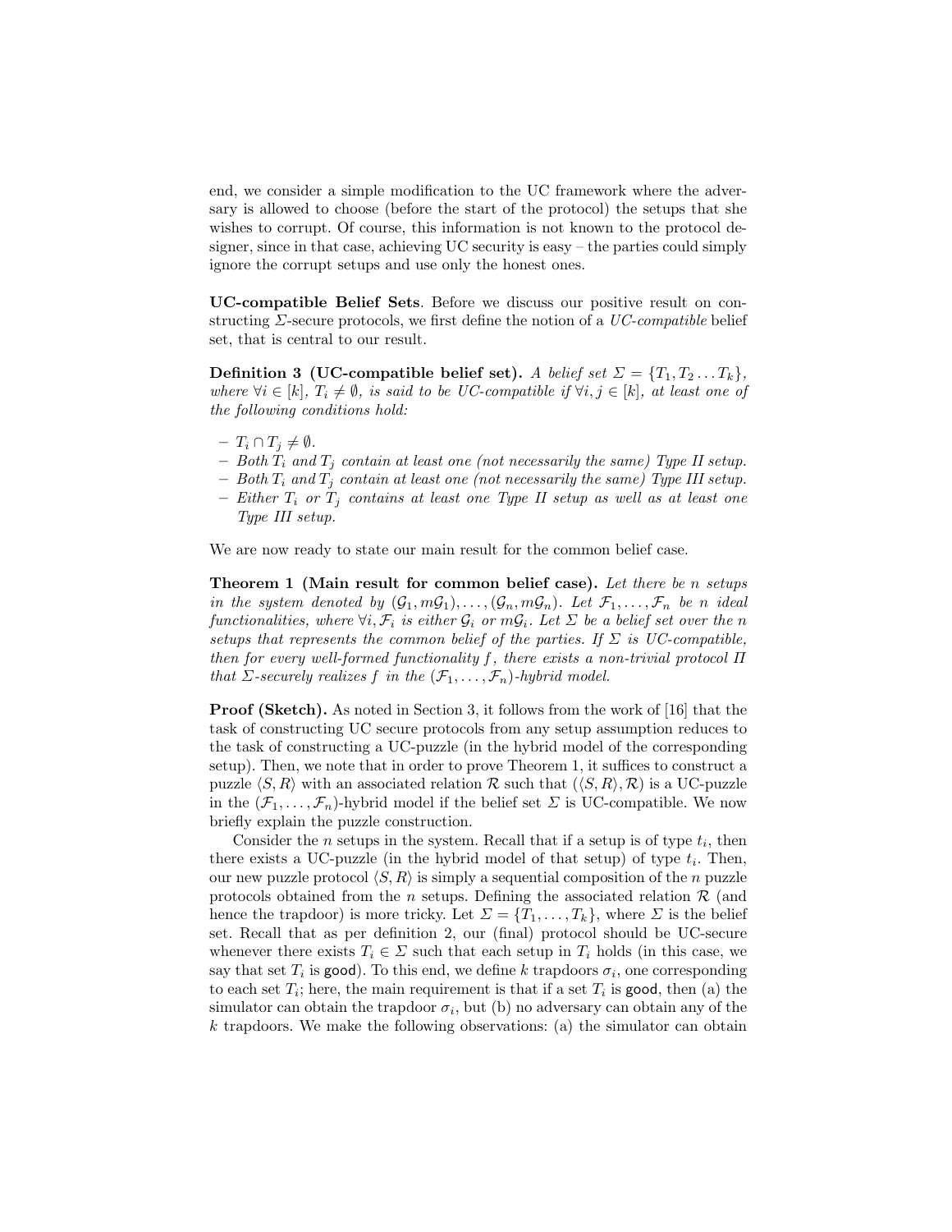end, we consider a simple modification to the UC framework where the adversary is allowed to choose (before the start of the protocol) the setups that she wishes to corrupt. Of course, this information is not known to the protocol designer, since in that case, achieving UC security is easy – the parties could simply ignore the corrupt setups and use only the honest ones.

**UC-compatible Belief Sets**. Before we discuss our positive result on constructing $\Sigma$-secure protocols, we first define the notion of a *UC-compatible* belief set, that is central to our result.

**Definition 3 (UC-compatible belief set).** *A belief set $\Sigma = \{T_1, T_2 \ldots T_k\}$, where $\forall i \in [k]$, $T_i \neq \emptyset$, is said to be UC-compatible if $\forall i, j \in [k]$, at least one of the following conditions hold:*

- *$T_i \cap T_j \neq \emptyset$.*
- *Both $T_i$ and $T_j$ contain at least one (not necessarily the same) Type II setup.*
- *Both $T_i$ and $T_j$ contain at least one (not necessarily the same) Type III setup.*
- *Either $T_i$ or $T_j$ contains at least one Type II setup as well as at least one Type III setup.*

We are now ready to state our main result for the common belief case.

**Theorem 1 (Main result for common belief case).** *Let there be $n$ setups in the system denoted by $(\mathcal{G}_1, m\mathcal{G}_1), \ldots, (\mathcal{G}_n, m\mathcal{G}_n)$. Let $\mathcal{F}_1, \ldots, \mathcal{F}_n$ be $n$ ideal functionalities, where $\forall i, \mathcal{F}_i$ is either $\mathcal{G}_i$ or $m\mathcal{G}_i$. Let $\Sigma$ be a belief set over the $n$ setups that represents the common belief of the parties. If $\Sigma$ is UC-compatible, then for every well-formed functionality $f$, there exists a non-trivial protocol $\Pi$ that $\Sigma$-securely realizes $f$ in the $(\mathcal{F}_1, \ldots, \mathcal{F}_n)$-hybrid model.*

**Proof (Sketch).** As noted in Section 3, it follows from the work of [16] that the task of constructing UC secure protocols from any setup assumption reduces to the task of constructing a UC-puzzle (in the hybrid model of the corresponding setup). Then, we note that in order to prove Theorem 1, it suffices to construct a puzzle $\langle S, R \rangle$ with an associated relation $\mathcal{R}$ such that $(\langle S, R \rangle, \mathcal{R})$ is a UC-puzzle in the $(\mathcal{F}_1, \ldots, \mathcal{F}_n)$-hybrid model if the belief set $\Sigma$ is UC-compatible. We now briefly explain the puzzle construction.

Consider the $n$ setups in the system. Recall that if a setup is of type $t_i$, then there exists a UC-puzzle (in the hybrid model of that setup) of type $t_i$. Then, our new puzzle protocol $\langle S, R \rangle$ is simply a sequential composition of the $n$ puzzle protocols obtained from the $n$ setups. Defining the associated relation $\mathcal{R}$ (and hence the trapdoor) is more tricky. Let $\Sigma = \{T_1, \ldots, T_k\}$, where $\Sigma$ is the belief set. Recall that as per definition 2, our (final) protocol should be UC-secure whenever there exists $T_i \in \Sigma$ such that each setup in $T_i$ holds (in this case, we say that set $T_i$ is $\mathsf{good}$). To this end, we define $k$ trapdoors $\sigma_i$, one corresponding to each set $T_i$; here, the main requirement is that if a set $T_i$ is $\mathsf{good}$, then (a) the simulator can obtain the trapdoor $\sigma_i$, but (b) no adversary can obtain any of the $k$ trapdoors. We make the following observations: (a) the simulator can obtain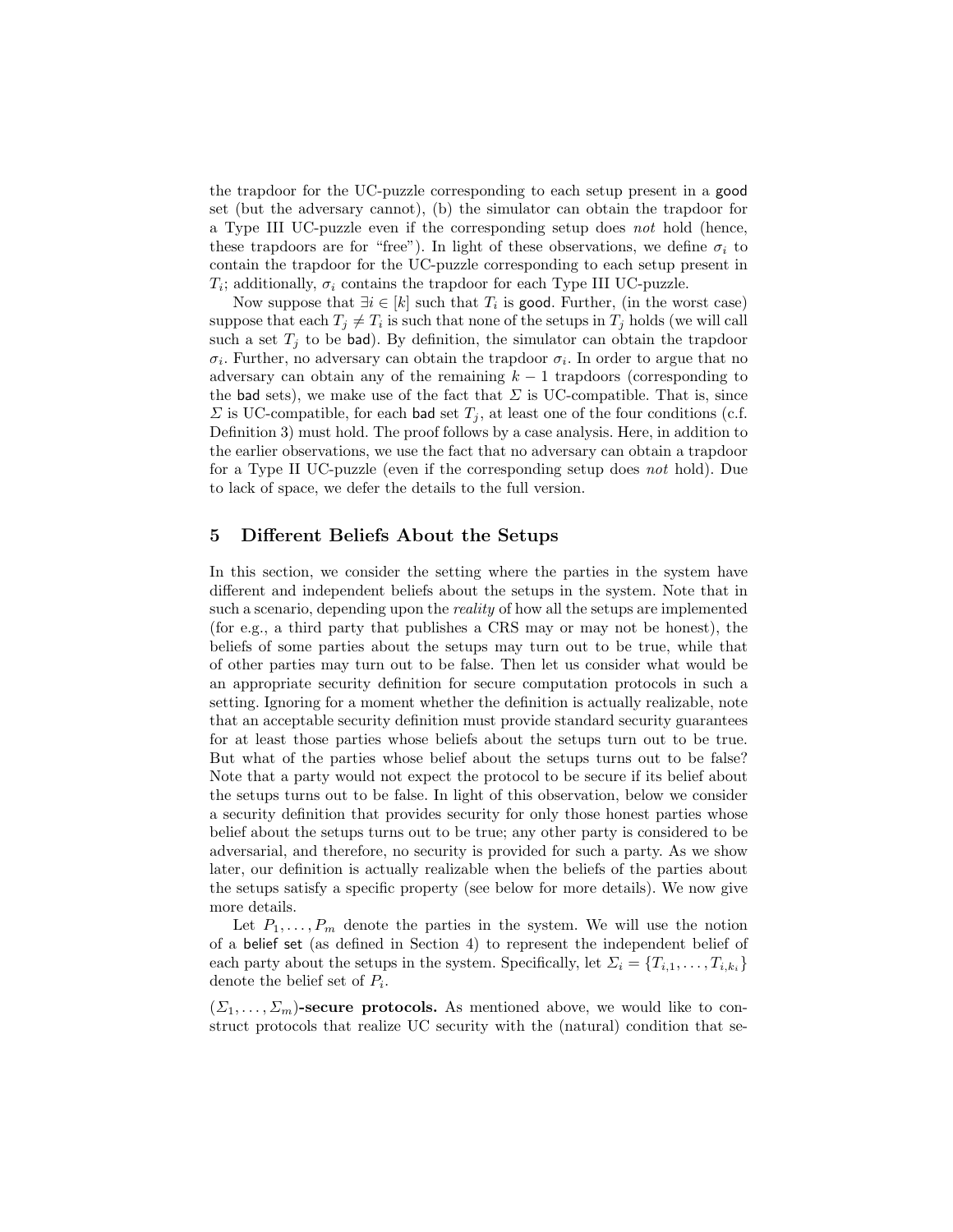the trapdoor for the UC-puzzle corresponding to each setup present in a good set (but the adversary cannot), (b) the simulator can obtain the trapdoor for a Type III UC-puzzle even if the corresponding setup does *not* hold (hence, these trapdoors are for "free"). In light of these observations, we define $\sigma_i$ to contain the trapdoor for the UC-puzzle corresponding to each setup present in $T_i$; additionally, $\sigma_i$ contains the trapdoor for each Type III UC-puzzle.

Now suppose that $\exists i \in [k]$ such that $T_i$ is good. Further, (in the worst case) suppose that each $T_j \neq T_i$ is such that none of the setups in $T_j$ holds (we will call such a set $T_j$ to be bad). By definition, the simulator can obtain the trapdoor $\sigma_i$. Further, no adversary can obtain the trapdoor $\sigma_i$. In order to argue that no adversary can obtain any of the remaining $k-1$ trapdoors (corresponding to the bad sets), we make use of the fact that $\Sigma$ is UC-compatible. That is, since $\Sigma$ is UC-compatible, for each bad set $T_j$, at least one of the four conditions (c.f. Definition 3) must hold. The proof follows by a case analysis. Here, in addition to the earlier observations, we use the fact that no adversary can obtain a trapdoor for a Type II UC-puzzle (even if the corresponding setup does *not* hold). Due to lack of space, we defer the details to the full version.

## 5 Different Beliefs About the Setups

In this section, we consider the setting where the parties in the system have different and independent beliefs about the setups in the system. Note that in such a scenario, depending upon the *reality* of how all the setups are implemented (for e.g., a third party that publishes a CRS may or may not be honest), the beliefs of some parties about the setups may turn out to be true, while that of other parties may turn out to be false. Then let us consider what would be an appropriate security definition for secure computation protocols in such a setting. Ignoring for a moment whether the definition is actually realizable, note that an acceptable security definition must provide standard security guarantees for at least those parties whose beliefs about the setups turn out to be true. But what of the parties whose belief about the setups turns out to be false? Note that a party would not expect the protocol to be secure if its belief about the setups turns out to be false. In light of this observation, below we consider a security definition that provides security for only those honest parties whose belief about the setups turns out to be true; any other party is considered to be adversarial, and therefore, no security is provided for such a party. As we show later, our definition is actually realizable when the beliefs of the parties about the setups satisfy a specific property (see below for more details). We now give more details.

Let $P_1, \ldots, P_m$ denote the parties in the system. We will use the notion of a belief set (as defined in Section 4) to represent the independent belief of each party about the setups in the system. Specifically, let $\Sigma_i = \{T_{i,1}, \ldots, T_{i,k_i}\}$ denote the belief set of $P_i$.

**$(\Sigma_1, \ldots, \Sigma_m)$-secure protocols.** As mentioned above, we would like to construct protocols that realize UC security with the (natural) condition that se-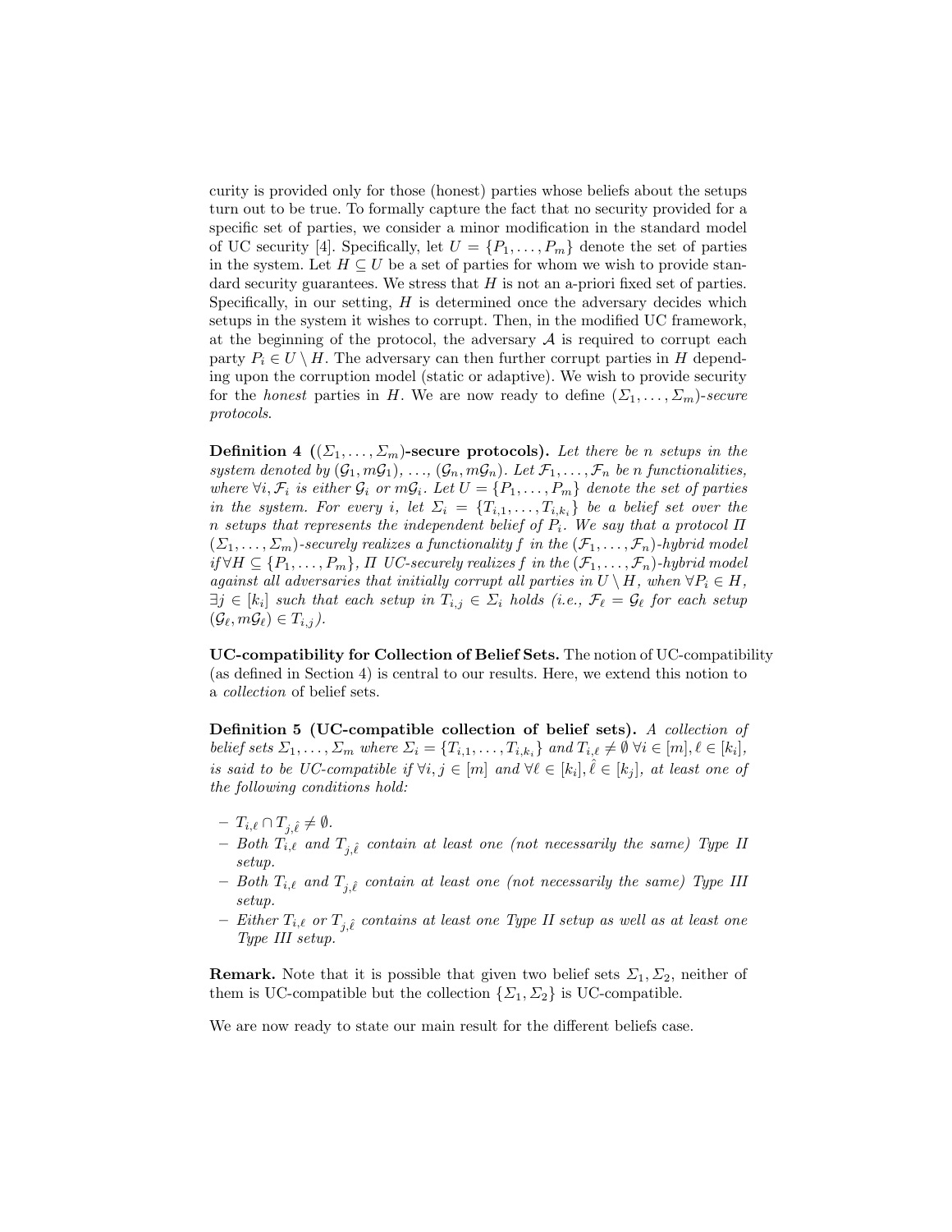curity is provided only for those (honest) parties whose beliefs about the setups turn out to be true. To formally capture the fact that no security provided for a specific set of parties, we consider a minor modification in the standard model of UC security [4]. Specifically, let $U = \{P_1, \ldots, P_m\}$ denote the set of parties in the system. Let $H \subseteq U$ be a set of parties for whom we wish to provide standard security guarantees. We stress that $H$ is not an a-priori fixed set of parties. Specifically, in our setting, $H$ is determined once the adversary decides which setups in the system it wishes to corrupt. Then, in the modified UC framework, at the beginning of the protocol, the adversary $\mathcal{A}$ is required to corrupt each party $P_i \in U \setminus H$. The adversary can then further corrupt parties in $H$ depending upon the corruption model (static or adaptive). We wish to provide security for the *honest* parties in $H$. We are now ready to define $(\Sigma_1, \ldots, \Sigma_m)$-*secure protocols*.

**Definition 4 ($(\Sigma_1, \ldots, \Sigma_m)$-secure protocols).** *Let there be $n$ setups in the system denoted by $(\mathcal{G}_1, m\mathcal{G}_1), \ldots, (\mathcal{G}_n, m\mathcal{G}_n)$. Let $\mathcal{F}_1, \ldots, \mathcal{F}_n$ be $n$ functionalities, where $\forall i, \mathcal{F}_i$ is either $\mathcal{G}_i$ or $m\mathcal{G}_i$. Let $U = \{P_1, \ldots, P_m\}$ denote the set of parties in the system. For every $i$, let $\Sigma_i = \{T_{i,1}, \ldots, T_{i,k_i}\}$ be a belief set over the $n$ setups that represents the independent belief of $P_i$. We say that a protocol $\Pi$ $(\Sigma_1, \ldots, \Sigma_m)$-securely realizes a functionality $f$ in the $(\mathcal{F}_1, \ldots, \mathcal{F}_n)$-hybrid model if $\forall H \subseteq \{P_1, \ldots, P_m\}$, $\Pi$ UC-securely realizes $f$ in the $(\mathcal{F}_1, \ldots, \mathcal{F}_n)$-hybrid model against all adversaries that initially corrupt all parties in $U \setminus H$, when $\forall P_i \in H$, $\exists j \in [k_i]$ such that each setup in $T_{i,j} \in \Sigma_i$ holds (i.e., $\mathcal{F}_\ell = \mathcal{G}_\ell$ for each setup $(\mathcal{G}_\ell, m\mathcal{G}_\ell) \in T_{i,j}$).*

**UC-compatibility for Collection of Belief Sets.** The notion of UC-compatibility (as defined in Section 4) is central to our results. Here, we extend this notion to a *collection* of belief sets.

**Definition 5 (UC-compatible collection of belief sets).** *A collection of belief sets $\Sigma_1, \ldots, \Sigma_m$ where $\Sigma_i = \{T_{i,1}, \ldots, T_{i,k_i}\}$ and $T_{i,\ell} \neq \emptyset \; \forall i \in [m], \ell \in [k_i]$, is said to be UC-compatible if $\forall i, j \in [m]$ and $\forall \ell \in [k_i], \hat{\ell} \in [k_j]$, at least one of the following conditions hold:*

- *$T_{i,\ell} \cap T_{j,\hat{\ell}} \neq \emptyset$.*
- *Both $T_{i,\ell}$ and $T_{j,\hat{\ell}}$ contain at least one (not necessarily the same) Type II setup.*
- *Both $T_{i,\ell}$ and $T_{j,\hat{\ell}}$ contain at least one (not necessarily the same) Type III setup.*
- *Either $T_{i,\ell}$ or $T_{j,\hat{\ell}}$ contains at least one Type II setup as well as at least one Type III setup.*

**Remark.** Note that it is possible that given two belief sets $\Sigma_1, \Sigma_2$, neither of them is UC-compatible but the collection $\{\Sigma_1, \Sigma_2\}$ is UC-compatible.

We are now ready to state our main result for the different beliefs case.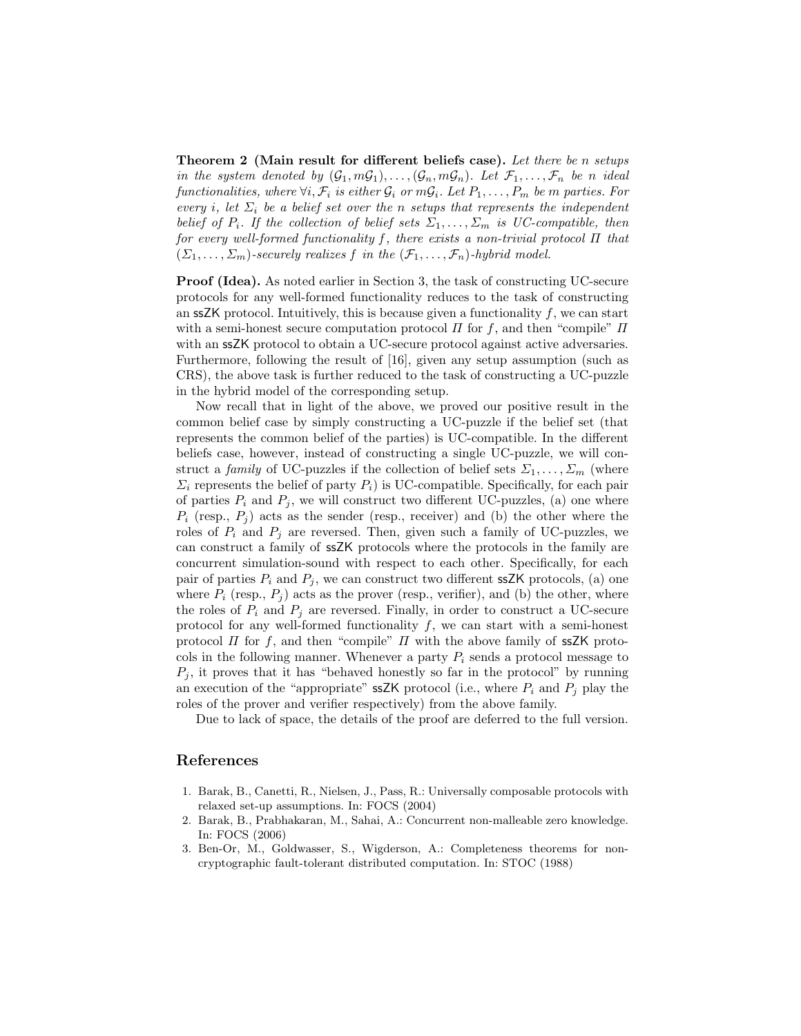**Theorem 2 (Main result for different beliefs case).** *Let there be $n$ setups in the system denoted by $(\mathcal{G}_1, m\mathcal{G}_1), \ldots, (\mathcal{G}_n, m\mathcal{G}_n)$. Let $\mathcal{F}_1, \ldots, \mathcal{F}_n$ be $n$ ideal functionalities, where $\forall i, \mathcal{F}_i$ is either $\mathcal{G}_i$ or $m\mathcal{G}_i$. Let $P_1, \ldots, P_m$ be $m$ parties. For every $i$, let $\Sigma_i$ be a belief set over the $n$ setups that represents the independent belief of $P_i$. If the collection of belief sets $\Sigma_1, \ldots, \Sigma_m$ is UC-compatible, then for every well-formed functionality $f$, there exists a non-trivial protocol $\Pi$ that $(\Sigma_1, \ldots, \Sigma_m)$-securely realizes $f$ in the $(\mathcal{F}_1, \ldots, \mathcal{F}_n)$-hybrid model.*

**Proof (Idea).** As noted earlier in Section 3, the task of constructing UC-secure protocols for any well-formed functionality reduces to the task of constructing an ssZK protocol. Intuitively, this is because given a functionality $f$, we can start with a semi-honest secure computation protocol $\Pi$ for $f$, and then "compile" $\Pi$ with an ssZK protocol to obtain a UC-secure protocol against active adversaries. Furthermore, following the result of [16], given any setup assumption (such as CRS), the above task is further reduced to the task of constructing a UC-puzzle in the hybrid model of the corresponding setup.

Now recall that in light of the above, we proved our positive result in the common belief case by simply constructing a UC-puzzle if the belief set (that represents the common belief of the parties) is UC-compatible. In the different beliefs case, however, instead of constructing a single UC-puzzle, we will construct a *family* of UC-puzzles if the collection of belief sets $\Sigma_1, \ldots, \Sigma_m$ (where $\Sigma_i$ represents the belief of party $P_i$) is UC-compatible. Specifically, for each pair of parties $P_i$ and $P_j$, we will construct two different UC-puzzles, (a) one where $P_i$ (resp., $P_j$) acts as the sender (resp., receiver) and (b) the other where the roles of $P_i$ and $P_j$ are reversed. Then, given such a family of UC-puzzles, we can construct a family of ssZK protocols where the protocols in the family are concurrent simulation-sound with respect to each other. Specifically, for each pair of parties $P_i$ and $P_j$, we can construct two different ssZK protocols, (a) one where $P_i$ (resp., $P_j$) acts as the prover (resp., verifier), and (b) the other, where the roles of $P_i$ and $P_j$ are reversed. Finally, in order to construct a UC-secure protocol for any well-formed functionality $f$, we can start with a semi-honest protocol $\Pi$ for $f$, and then "compile" $\Pi$ with the above family of ssZK protocols in the following manner. Whenever a party $P_i$ sends a protocol message to $P_j$, it proves that it has "behaved honestly so far in the protocol" by running an execution of the "appropriate" ssZK protocol (i.e., where $P_i$ and $P_j$ play the roles of the prover and verifier respectively) from the above family.

Due to lack of space, the details of the proof are deferred to the full version.

## References

1. Barak, B., Canetti, R., Nielsen, J., Pass, R.: Universally composable protocols with relaxed set-up assumptions. In: FOCS (2004)
2. Barak, B., Prabhakaran, M., Sahai, A.: Concurrent non-malleable zero knowledge. In: FOCS (2006)
3. Ben-Or, M., Goldwasser, S., Wigderson, A.: Completeness theorems for non-cryptographic fault-tolerant distributed computation. In: STOC (1988)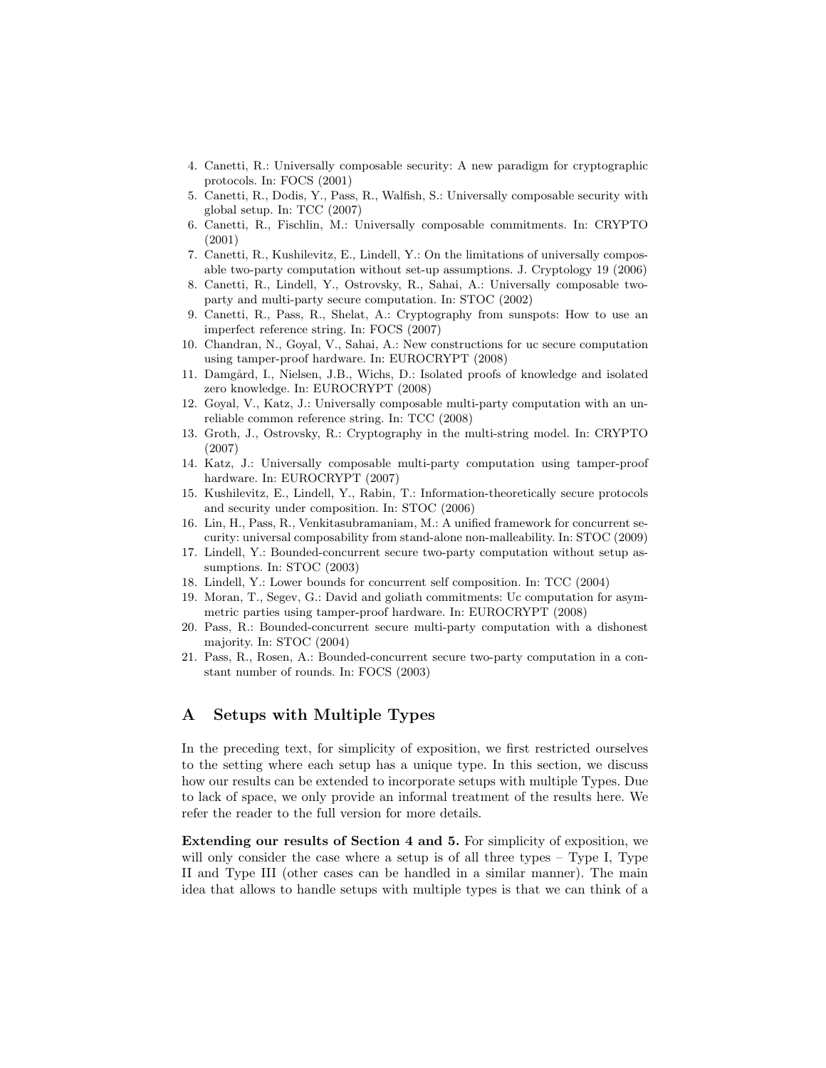4. Canetti, R.: Universally composable security: A new paradigm for cryptographic protocols. In: FOCS (2001)
5. Canetti, R., Dodis, Y., Pass, R., Walfish, S.: Universally composable security with global setup. In: TCC (2007)
6. Canetti, R., Fischlin, M.: Universally composable commitments. In: CRYPTO (2001)
7. Canetti, R., Kushilevitz, E., Lindell, Y.: On the limitations of universally composable two-party computation without set-up assumptions. J. Cryptology 19 (2006)
8. Canetti, R., Lindell, Y., Ostrovsky, R., Sahai, A.: Universally composable two-party and multi-party secure computation. In: STOC (2002)
9. Canetti, R., Pass, R., Shelat, A.: Cryptography from sunspots: How to use an imperfect reference string. In: FOCS (2007)
10. Chandran, N., Goyal, V., Sahai, A.: New constructions for uc secure computation using tamper-proof hardware. In: EUROCRYPT (2008)
11. Damgård, I., Nielsen, J.B., Wichs, D.: Isolated proofs of knowledge and isolated zero knowledge. In: EUROCRYPT (2008)
12. Goyal, V., Katz, J.: Universally composable multi-party computation with an unreliable common reference string. In: TCC (2008)
13. Groth, J., Ostrovsky, R.: Cryptography in the multi-string model. In: CRYPTO (2007)
14. Katz, J.: Universally composable multi-party computation using tamper-proof hardware. In: EUROCRYPT (2007)
15. Kushilevitz, E., Lindell, Y., Rabin, T.: Information-theoretically secure protocols and security under composition. In: STOC (2006)
16. Lin, H., Pass, R., Venkitasubramaniam, M.: A unified framework for concurrent security: universal composability from stand-alone non-malleability. In: STOC (2009)
17. Lindell, Y.: Bounded-concurrent secure two-party computation without setup assumptions. In: STOC (2003)
18. Lindell, Y.: Lower bounds for concurrent self composition. In: TCC (2004)
19. Moran, T., Segev, G.: David and goliath commitments: Uc computation for asymmetric parties using tamper-proof hardware. In: EUROCRYPT (2008)
20. Pass, R.: Bounded-concurrent secure multi-party computation with a dishonest majority. In: STOC (2004)
21. Pass, R., Rosen, A.: Bounded-concurrent secure two-party computation in a constant number of rounds. In: FOCS (2003)

# A Setups with Multiple Types

In the preceding text, for simplicity of exposition, we first restricted ourselves to the setting where each setup has a unique type. In this section, we discuss how our results can be extended to incorporate setups with multiple Types. Due to lack of space, we only provide an informal treatment of the results here. We refer the reader to the full version for more details.

**Extending our results of Section 4 and 5.** For simplicity of exposition, we will only consider the case where a setup is of all three types – Type I, Type II and Type III (other cases can be handled in a similar manner). The main idea that allows to handle setups with multiple types is that we can think of a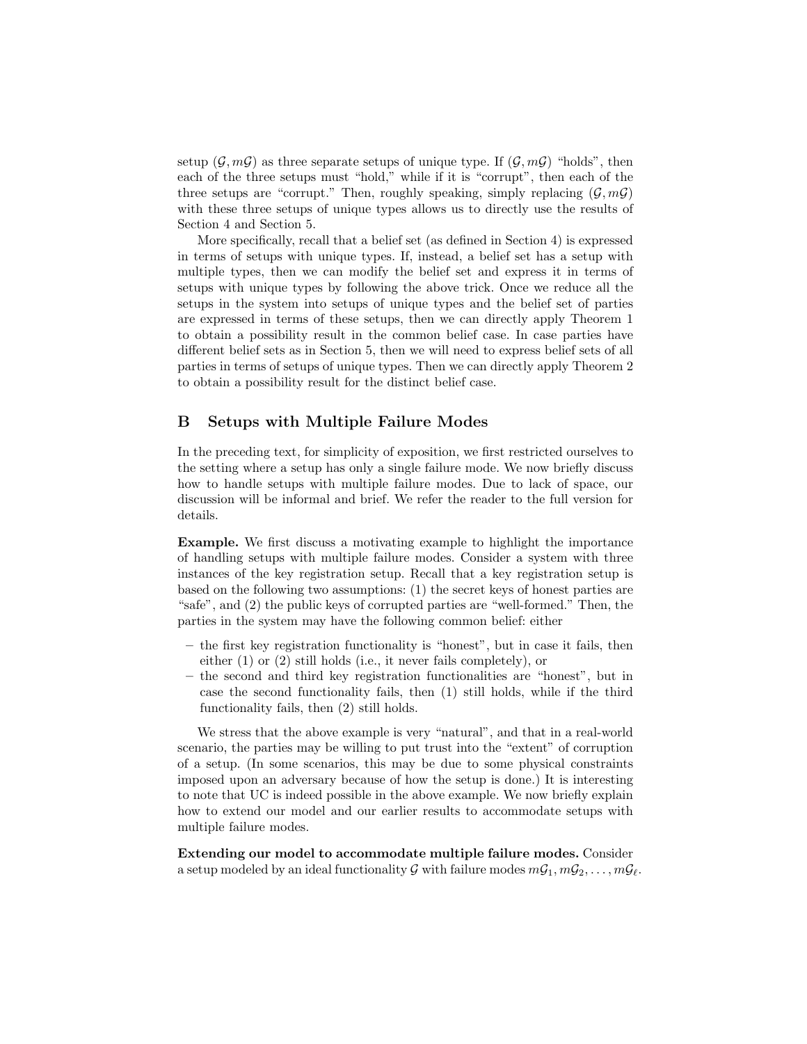setup $(\mathcal{G}, m\mathcal{G})$ as three separate setups of unique type. If $(\mathcal{G}, m\mathcal{G})$ "holds", then each of the three setups must "hold," while if it is "corrupt", then each of the three setups are "corrupt." Then, roughly speaking, simply replacing $(\mathcal{G}, m\mathcal{G})$ with these three setups of unique types allows us to directly use the results of Section 4 and Section 5.

More specifically, recall that a belief set (as defined in Section 4) is expressed in terms of setups with unique types. If, instead, a belief set has a setup with multiple types, then we can modify the belief set and express it in terms of setups with unique types by following the above trick. Once we reduce all the setups in the system into setups of unique types and the belief set of parties are expressed in terms of these setups, then we can directly apply Theorem 1 to obtain a possibility result in the common belief case. In case parties have different belief sets as in Section 5, then we will need to express belief sets of all parties in terms of setups of unique types. Then we can directly apply Theorem 2 to obtain a possibility result for the distinct belief case.

## B Setups with Multiple Failure Modes

In the preceding text, for simplicity of exposition, we first restricted ourselves to the setting where a setup has only a single failure mode. We now briefly discuss how to handle setups with multiple failure modes. Due to lack of space, our discussion will be informal and brief. We refer the reader to the full version for details.

**Example.** We first discuss a motivating example to highlight the importance of handling setups with multiple failure modes. Consider a system with three instances of the key registration setup. Recall that a key registration setup is based on the following two assumptions: (1) the secret keys of honest parties are "safe", and (2) the public keys of corrupted parties are "well-formed." Then, the parties in the system may have the following common belief: either

- the first key registration functionality is "honest", but in case it fails, then either (1) or (2) still holds (i.e., it never fails completely), or
- the second and third key registration functionalities are "honest", but in case the second functionality fails, then (1) still holds, while if the third functionality fails, then (2) still holds.

We stress that the above example is very "natural", and that in a real-world scenario, the parties may be willing to put trust into the "extent" of corruption of a setup. (In some scenarios, this may be due to some physical constraints imposed upon an adversary because of how the setup is done.) It is interesting to note that UC is indeed possible in the above example. We now briefly explain how to extend our model and our earlier results to accommodate setups with multiple failure modes.

**Extending our model to accommodate multiple failure modes.** Consider a setup modeled by an ideal functionality $\mathcal{G}$ with failure modes $m\mathcal{G}_1, m\mathcal{G}_2, \ldots, m\mathcal{G}_\ell$.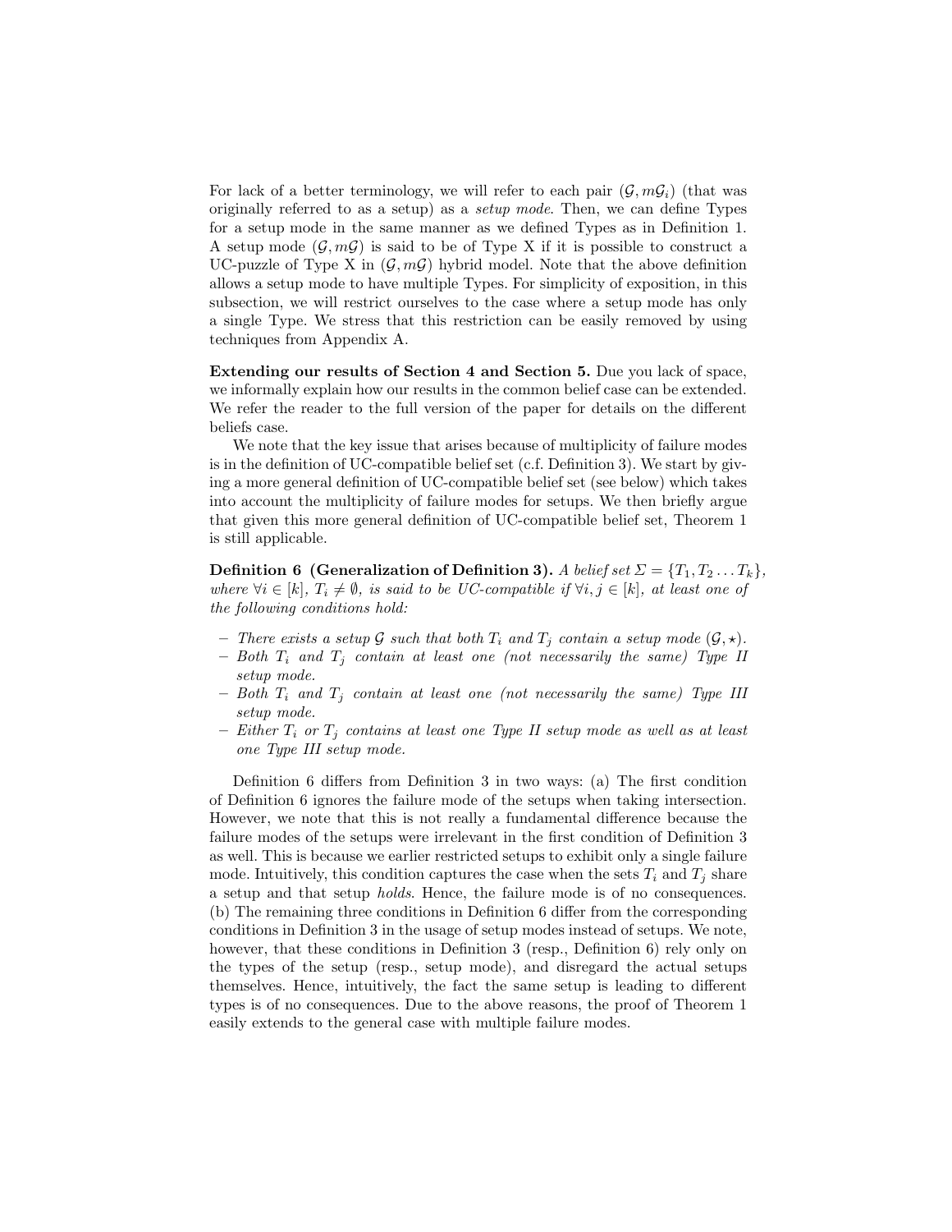For lack of a better terminology, we will refer to each pair $(\mathcal{G}, m\mathcal{G}_i)$ (that was originally referred to as a setup) as a *setup mode*. Then, we can define Types for a setup mode in the same manner as we defined Types as in Definition 1. A setup mode $(\mathcal{G}, m\mathcal{G})$ is said to be of Type X if it is possible to construct a UC-puzzle of Type X in $(\mathcal{G}, m\mathcal{G})$ hybrid model. Note that the above definition allows a setup mode to have multiple Types. For simplicity of exposition, in this subsection, we will restrict ourselves to the case where a setup mode has only a single Type. We stress that this restriction can be easily removed by using techniques from Appendix A.

**Extending our results of Section 4 and Section 5.** Due you lack of space, we informally explain how our results in the common belief case can be extended. We refer the reader to the full version of the paper for details on the different beliefs case.

We note that the key issue that arises because of multiplicity of failure modes is in the definition of UC-compatible belief set (c.f. Definition 3). We start by giving a more general definition of UC-compatible belief set (see below) which takes into account the multiplicity of failure modes for setups. We then briefly argue that given this more general definition of UC-compatible belief set, Theorem 1 is still applicable.

**Definition 6 (Generalization of Definition 3).** *A belief set $\Sigma = \{T_1, T_2 \ldots T_k\}$, where $\forall i \in [k]$, $T_i \neq \emptyset$, is said to be UC-compatible if $\forall i, j \in [k]$, at least one of the following conditions hold:*

- *There exists a setup $\mathcal{G}$ such that both $T_i$ and $T_j$ contain a setup mode $(\mathcal{G}, \star)$.*
- *Both $T_i$ and $T_j$ contain at least one (not necessarily the same) Type II setup mode.*
- *Both $T_i$ and $T_j$ contain at least one (not necessarily the same) Type III setup mode.*
- *Either $T_i$ or $T_j$ contains at least one Type II setup mode as well as at least one Type III setup mode.*

Definition 6 differs from Definition 3 in two ways: (a) The first condition of Definition 6 ignores the failure mode of the setups when taking intersection. However, we note that this is not really a fundamental difference because the failure modes of the setups were irrelevant in the first condition of Definition 3 as well. This is because we earlier restricted setups to exhibit only a single failure mode. Intuitively, this condition captures the case when the sets $T_i$ and $T_j$ share a setup and that setup *holds*. Hence, the failure mode is of no consequences. (b) The remaining three conditions in Definition 6 differ from the corresponding conditions in Definition 3 in the usage of setup modes instead of setups. We note, however, that these conditions in Definition 3 (resp., Definition 6) rely only on the types of the setup (resp., setup mode), and disregard the actual setups themselves. Hence, intuitively, the fact the same setup is leading to different types is of no consequences. Due to the above reasons, the proof of Theorem 1 easily extends to the general case with multiple failure modes.